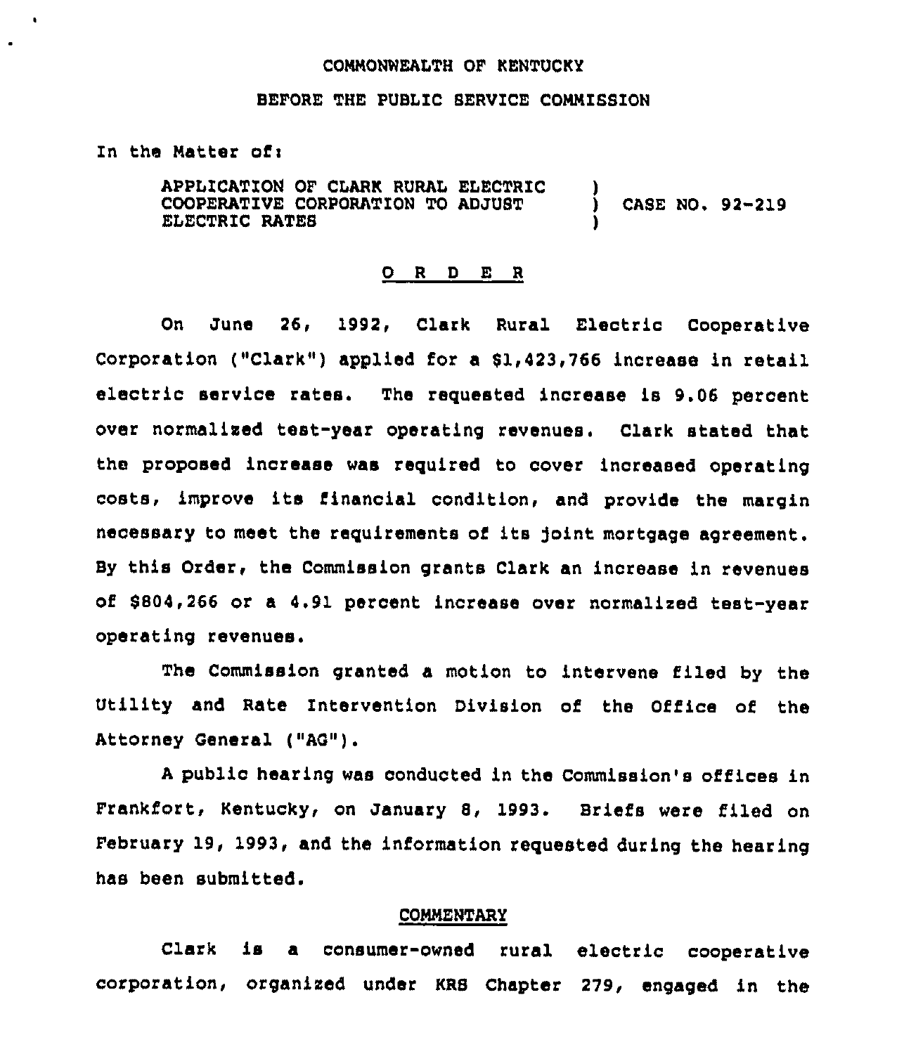COMMONWEALTH OF KENTUCKY

BEFORE THE PUBLIC SERVICE COMMISSION

In the Matter of:

APPLICATION OF CLARK RURAL ELECTRIC COOPERATIVE CORPORATION TO ADJUST ELECTRIC RATES ) CASE NO. 92-219

## O R D E R

On June 26, 1992, Clark Rural Electric Cooperative Corporation ("Clark") applied for a $1,423,766 increase in retail electric service rates. The requested increase is 9.06 percent over normalized test-year operating revenues. Clark stated that the proposed increase was required to cover increased operating costs, improve its financial condition, and provide the margin necessary to meet the requirements of its joint mortgage agreement. By this Order, the Commission grants Clark an increase in revenues of $804,266 or a 4.91 percent increase over normalized test-year operating revenues.

The Commission granted a motion to intervene filed by the Utility and Rate Intervention Division of the Office of the Attorney General ("AG").

A public hearing was conducted in the Commission's offices in Frankfort, Kentucky, on January 8, 1993. Briefs were filed on February 19, 1993, and the information requested during the hearing has been submitted.

## COMMENTARY

Clark is a consumer-owned rural electric cooperative corporation, organized under KRS Chapter 279, engaged in the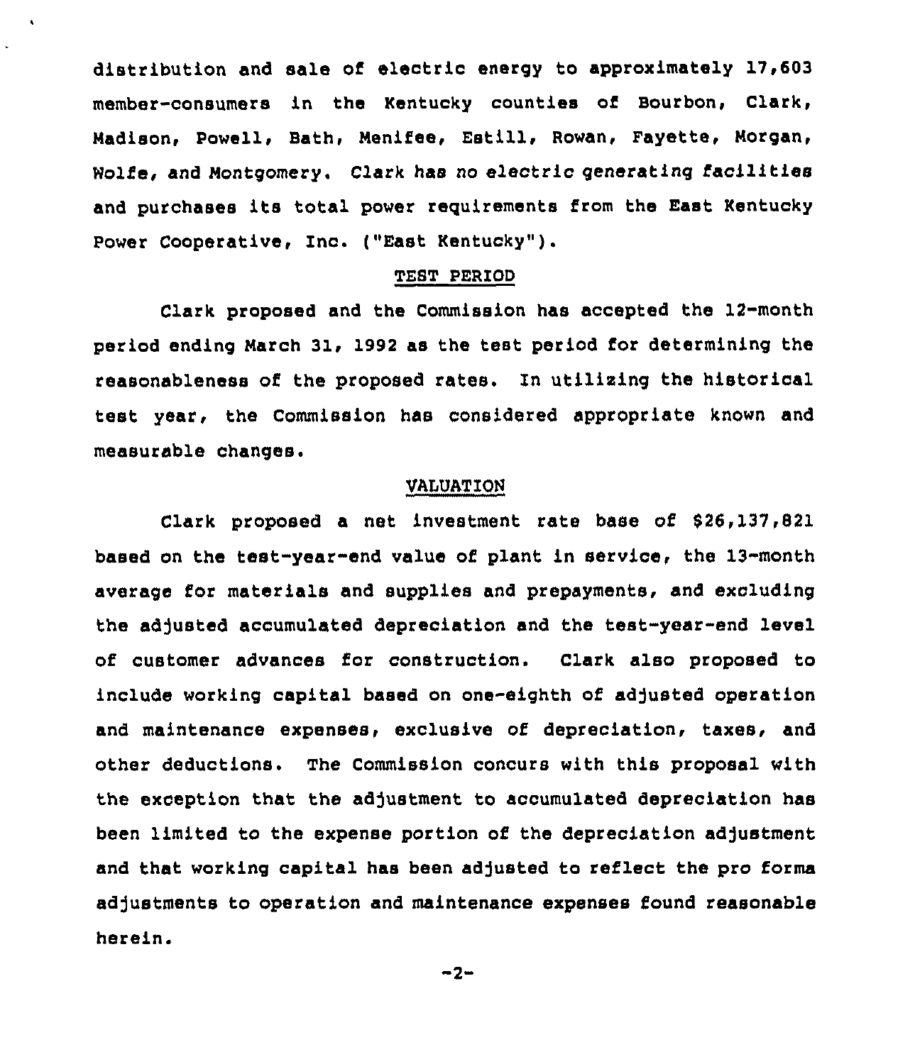distribution and sale of electric energy to approximately 17,603 member-consumers in the Kentucky counties of Bourbon, Clark, Madison, Powell, Bath, Menifee, Estill, Rowan, Fayette, Morgan, Wolfe, and Montgomery. Clark has no electric generating facilities and purchases its total power requirements from the East Kentucky Power Cooperative, Inc. ("East Kentucky").

## TEST PERIOD

Clark proposed and the Commission has accepted the 12-month period ending March 31, 1992 as the test period for determining the reasonableness of the proposed rates. In utilizing the historical test year, the Commission has considered appropriate known and measurable changes.

## VALUATION

Clark proposed a net investment rate base of $26,137,821 based on the test-year-end value of plant in service, the 13-month average for materials and supplies and prepayments, and excluding the adjusted accumulated depreciation and the test-year-end level of customer advances for construction. Clark also proposed to include working capital based on one-eighth of adjusted operation and maintenance expenses, exclusive of depreciation, taxes, and other deductions. The Commission concurs with this proposal with the exception that the adjustment to accumulated depreciation has been limited to the expense portion of the depreciation adjustment and that working capital has been adjusted to reflect the pro forma adjustments to operation and maintenance expenses found reasonable herein.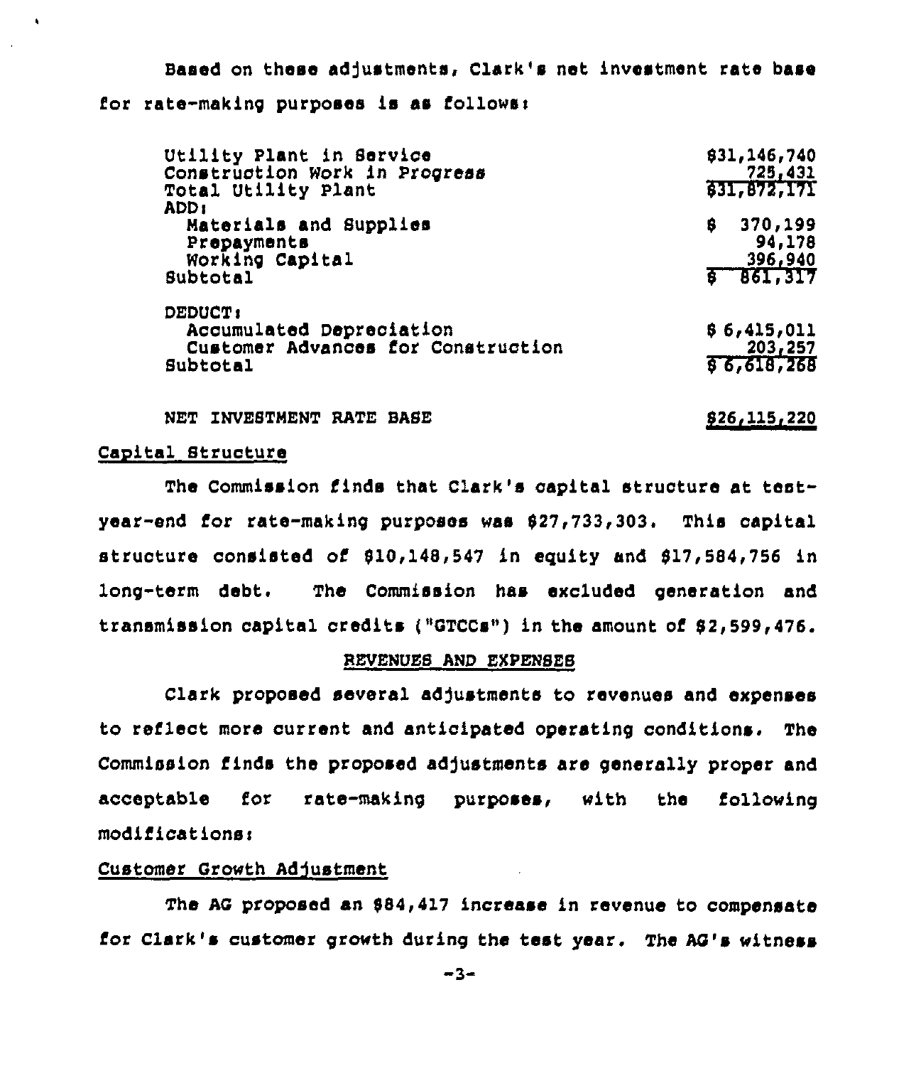Based on these adjustments, Clark's net investment rate base for rate-making purposes is as follows:

| | |
|---|---|
| Utility Plant in Service | $31,146,740 |
| Construction Work in Progress | 725,431 |
| Total Utility Plant | $31,872,171 |
| ADD: | |
| Materials and Supplies | $ 370,199 |
| Prepayments | 94,178 |
| Working Capital | 396,940 |
| Subtotal | $ 861,317 |
| DEDUCT: | |
| Accumulated Depreciation | $ 6,415,011 |
| Customer Advances for Construction | 203,257 |
| Subtotal | $ 6,618,268 |
| NET INVESTMENT RATE BASE | $26,115,220 |

Capital Structure

The Commission finds that Clark's capital structure at test-year-end for rate-making purposes was $27,733,303. This capital structure consisted of $10,148,547 in equity and $17,584,756 in long-term debt. The Commission has excluded generation and transmission capital credits ("GTCCs") in the amount of $2,599,476.

## REVENUES AND EXPENSES

Clark proposed several adjustments to revenues and expenses to reflect more current and anticipated operating conditions. The Commission finds the proposed adjustments are generally proper and acceptable for rate-making purposes, with the following modifications:

Customer Growth Adjustment

The AG proposed an $84,417 increase in revenue to compensate for Clark's customer growth during the test year. The AG's witness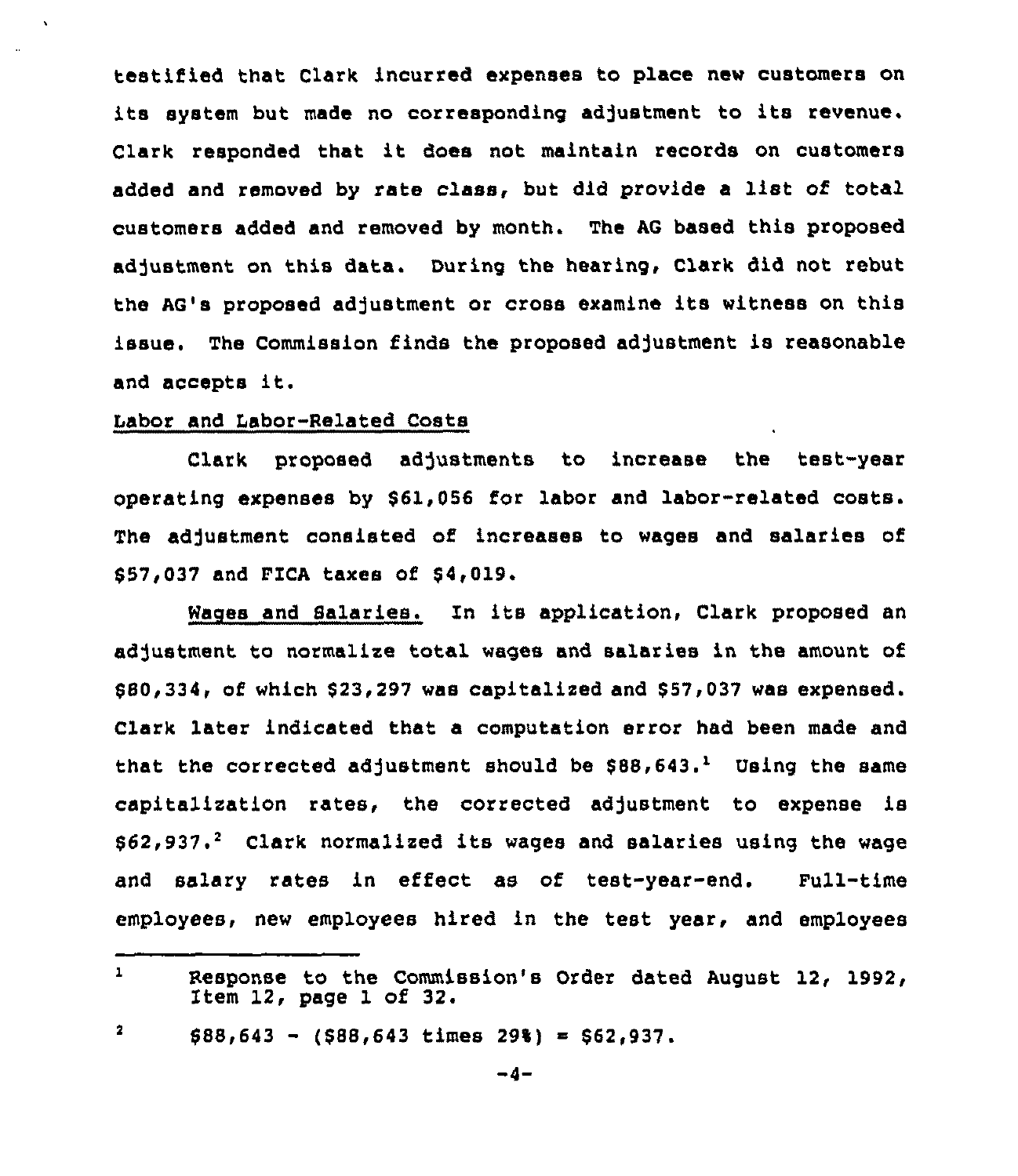testified that Clark incurred expenses to place new customers on its system but made no corresponding adjustment to its revenue. Clark responded that it does not maintain records on customers added and removed by rate class, but did provide a list of total customers added and removed by month. The AG based this proposed adjustment on this data. During the hearing, Clark did not rebut the AG's proposed adjustment or cross examine its witness on this issue. The Commission finds the proposed adjustment is reasonable and accepts it.

<u>Labor and Labor-Related Costs</u>

Clark proposed adjustments to increase the test-year operating expenses by $61,056 for labor and labor-related costs. The adjustment consisted of increases to wages and salaries of $57,037 and FICA taxes of $4,019.

<u>Wages and Salaries.</u> In its application, Clark proposed an adjustment to normalize total wages and salaries in the amount of $80,334, of which $23,297 was capitalized and $57,037 was expensed. Clark later indicated that a computation error had been made and that the corrected adjustment should be $88,643.[1] Using the same capitalization rates, the corrected adjustment to expense is $62,937.[2] Clark normalized its wages and salaries using the wage and salary rates in effect as of test-year-end. Full-time employees, new employees hired in the test year, and employees

---

[1] Response to the Commission's Order dated August 12, 1992, Item 12, page 1 of 32.

[2] $88,643 - ($88,643 times 29%) = $62,937.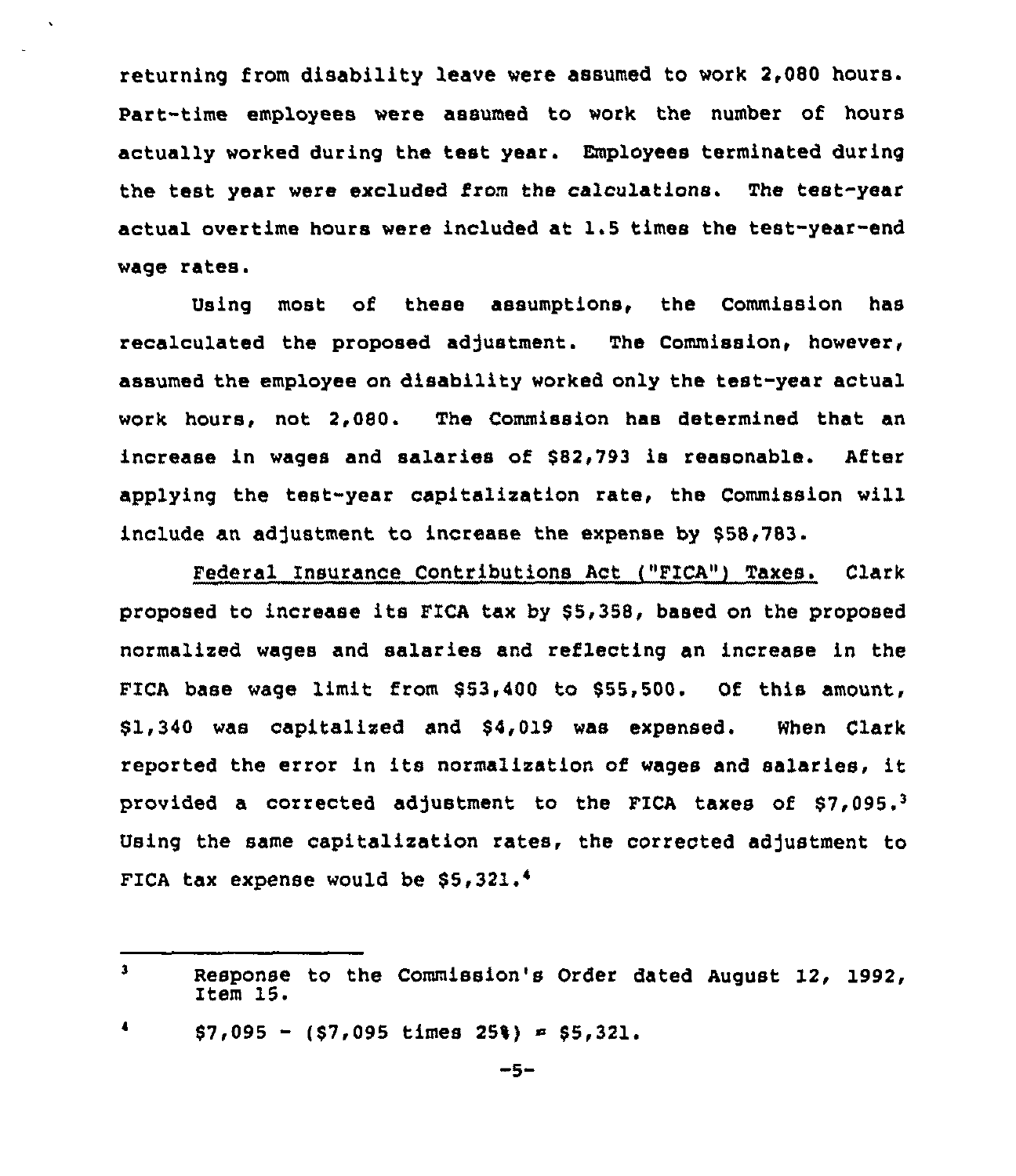returning from disability leave were assumed to work 2,080 hours. Part-time employees were assumed to work the number of hours actually worked during the test year. Employees terminated during the test year were excluded from the calculations. The test-year actual overtime hours were included at 1.5 times the test-year-end wage rates.

Using most of these assumptions, the Commission has recalculated the proposed adjustment. The Commission, however, assumed the employee on disability worked only the test-year actual work hours, not 2,080. The Commission has determined that an increase in wages and salaries of $82,793 is reasonable. After applying the test-year capitalization rate, the Commission will include an adjustment to increase the expense by $58,783.

Federal Insurance Contributions Act ("FICA") Taxes. Clark proposed to increase its FICA tax by $5,358, based on the proposed normalized wages and salaries and reflecting an increase in the FICA base wage limit from $53,400 to $55,500. Of this amount, $1,340 was capitalized and $4,019 was expensed. When Clark reported the error in its normalization of wages and salaries, it provided a corrected adjustment to the FICA taxes of $7,095.[3] Using the same capitalization rates, the corrected adjustment to FICA tax expense would be $5,321.[4]

---

[3] Response to the Commission's Order dated August 12, 1992, Item 15.

[4] $7,095 - ($7,095 times 25%) = $5,321.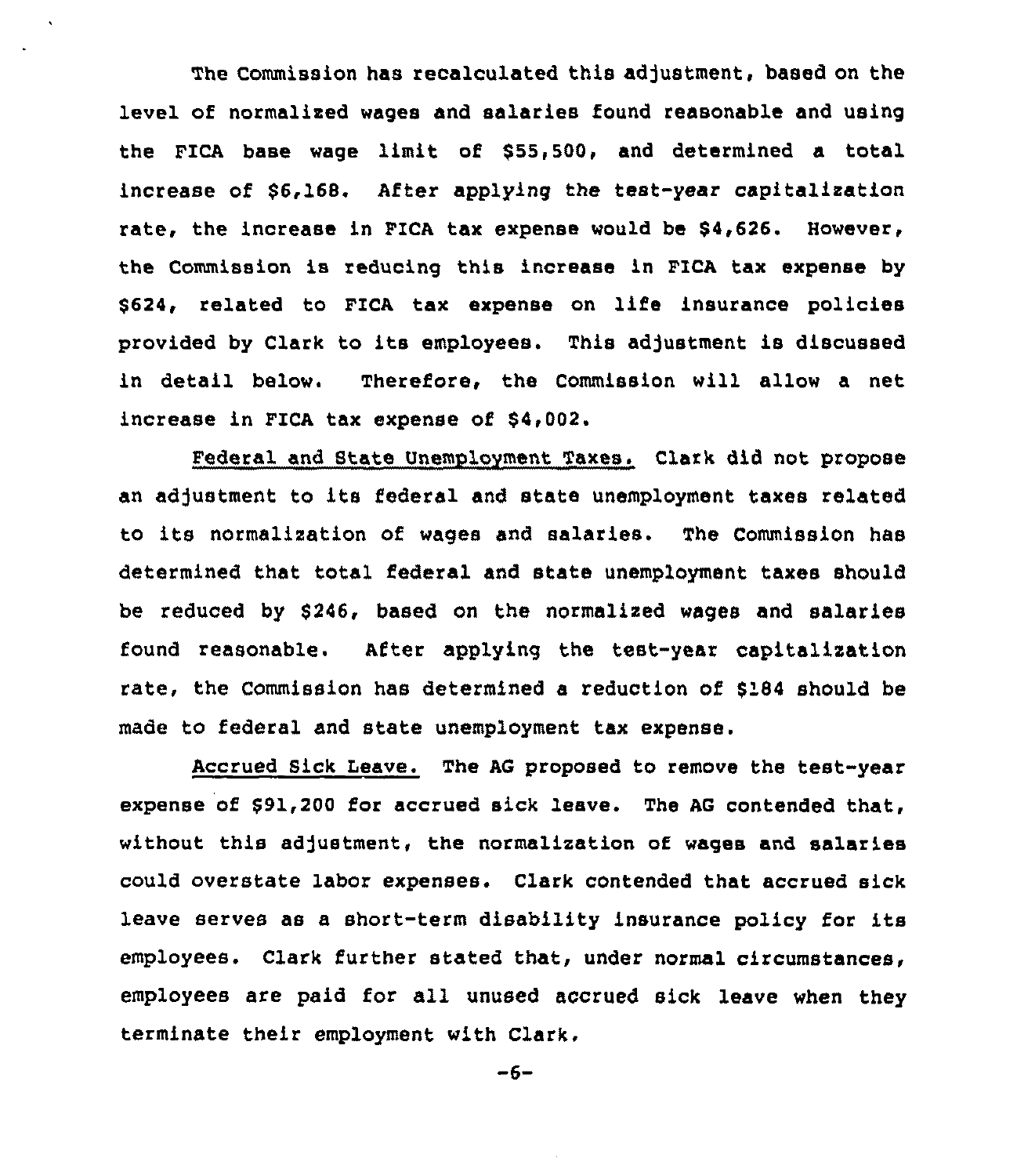The Commission has recalculated this adjustment, based on the level of normalized wages and salaries found reasonable and using the FICA base wage limit of $55,500, and determined a total increase of $6,168. After applying the test-year capitalization rate, the increase in FICA tax expense would be $4,626. However, the Commission is reducing this increase in FICA tax expense by $624, related to FICA tax expense on life insurance policies provided by Clark to its employees. This adjustment is discussed in detail below. Therefore, the Commission will allow a net increase in FICA tax expense of $4,002.

Federal and State Unemployment Taxes. Clark did not propose an adjustment to its federal and state unemployment taxes related to its normalization of wages and salaries. The Commission has determined that total federal and state unemployment taxes should be reduced by $246, based on the normalized wages and salaries found reasonable. After applying the test-year capitalization rate, the Commission has determined a reduction of $184 should be made to federal and state unemployment tax expense.

Accrued Sick Leave. The AG proposed to remove the test-year expense of $91,200 for accrued sick leave. The AG contended that, without this adjustment, the normalization of wages and salaries could overstate labor expenses. Clark contended that accrued sick leave serves as a short-term disability insurance policy for its employees. Clark further stated that, under normal circumstances, employees are paid for all unused accrued sick leave when they terminate their employment with Clark.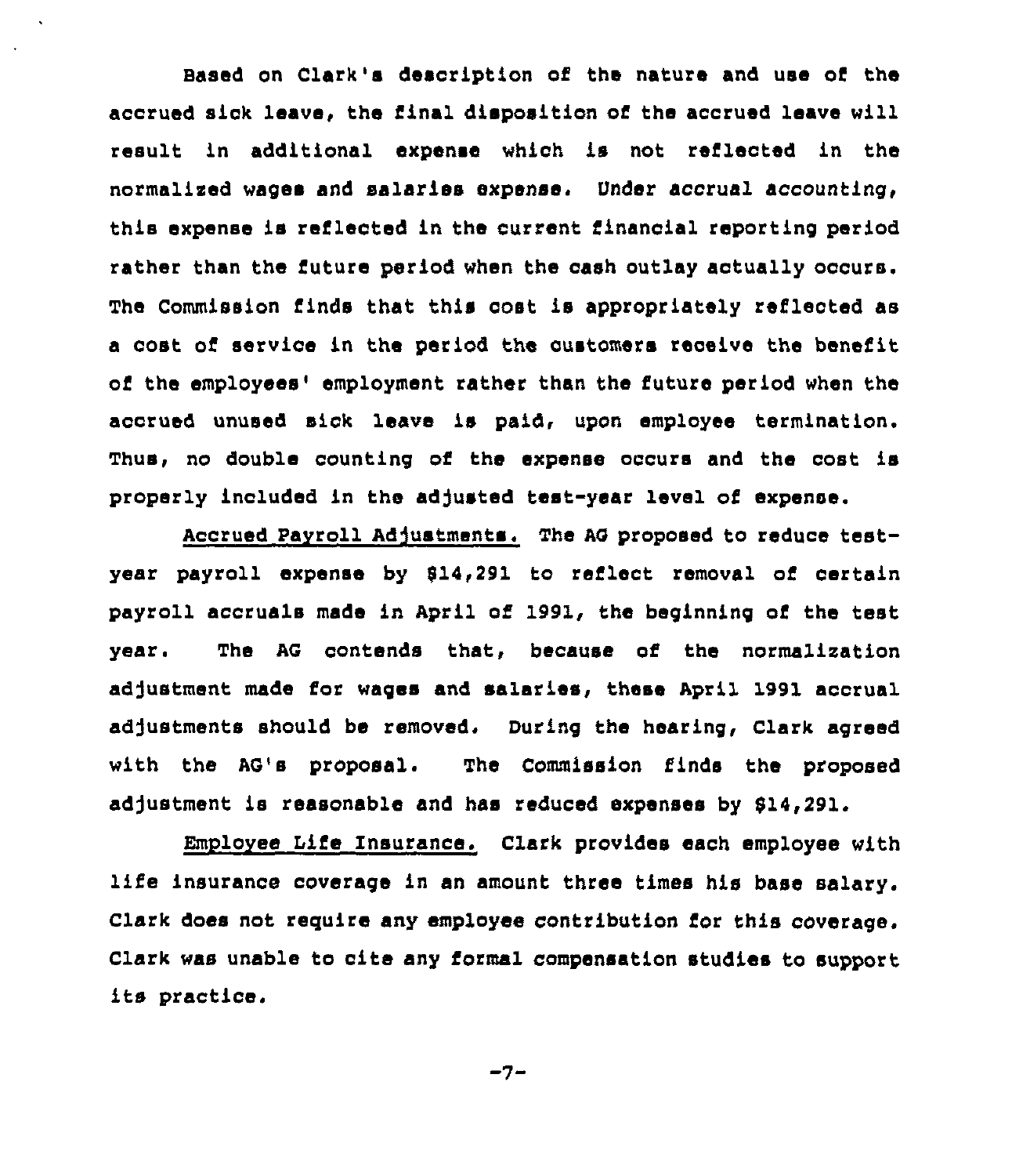Based on Clark's description of the nature and use of the accrued sick leave, the final disposition of the accrued leave will result in additional expense which is not reflected in the normalized wages and salaries expense. Under accrual accounting, this expense is reflected in the current financial reporting period rather than the future period when the cash outlay actually occurs. The Commission finds that this cost is appropriately reflected as a cost of service in the period the customers receive the benefit of the employees' employment rather than the future period when the accrued unused sick leave is paid, upon employee termination. Thus, no double counting of the expense occurs and the cost is properly included in the adjusted test-year level of expense.

Accrued Payroll Adjustments. The AG proposed to reduce test-year payroll expense by $14,291 to reflect removal of certain payroll accruals made in April of 1991, the beginning of the test year. The AG contends that, because of the normalization adjustment made for wages and salaries, these April 1991 accrual adjustments should be removed. During the hearing, Clark agreed with the AG's proposal. The Commission finds the proposed adjustment is reasonable and has reduced expenses by $14,291.

Employee Life Insurance. Clark provides each employee with life insurance coverage in an amount three times his base salary. Clark does not require any employee contribution for this coverage. Clark was unable to cite any formal compensation studies to support its practice.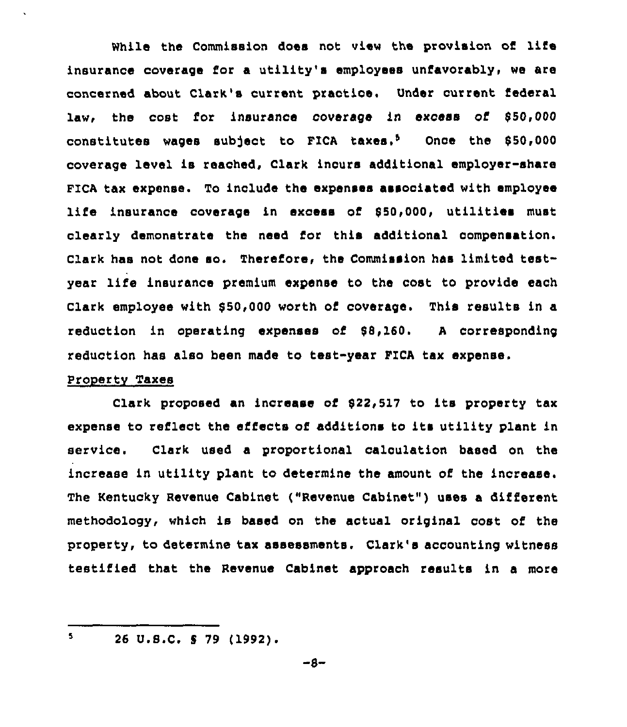While the Commission does not view the provision of life insurance coverage for a utility's employees unfavorably, we are concerned about Clark's current practice. Under current federal law, the cost for insurance coverage in excess of $50,000 constitutes wages subject to FICA taxes.[5] Once the $50,000 coverage level is reached, Clark incurs additional employer-share FICA tax expense. To include the expenses associated with employee life insurance coverage in excess of $50,000, utilities must clearly demonstrate the need for this additional compensation. Clark has not done so. Therefore, the Commission has limited test-year life insurance premium expense to the cost to provide each Clark employee with $50,000 worth of coverage. This results in a reduction in operating expenses of $8,160. A corresponding reduction has also been made to test-year FICA tax expense.

Property Taxes

Clark proposed an increase of $22,517 to its property tax expense to reflect the effects of additions to its utility plant in service. Clark used a proportional calculation based on the increase in utility plant to determine the amount of the increase. The Kentucky Revenue Cabinet ("Revenue Cabinet") uses a different methodology, which is based on the actual original cost of the property, to determine tax assessments. Clark's accounting witness testified that the Revenue Cabinet approach results in a more

---

[5] 26 U.S.C. § 79 (1992).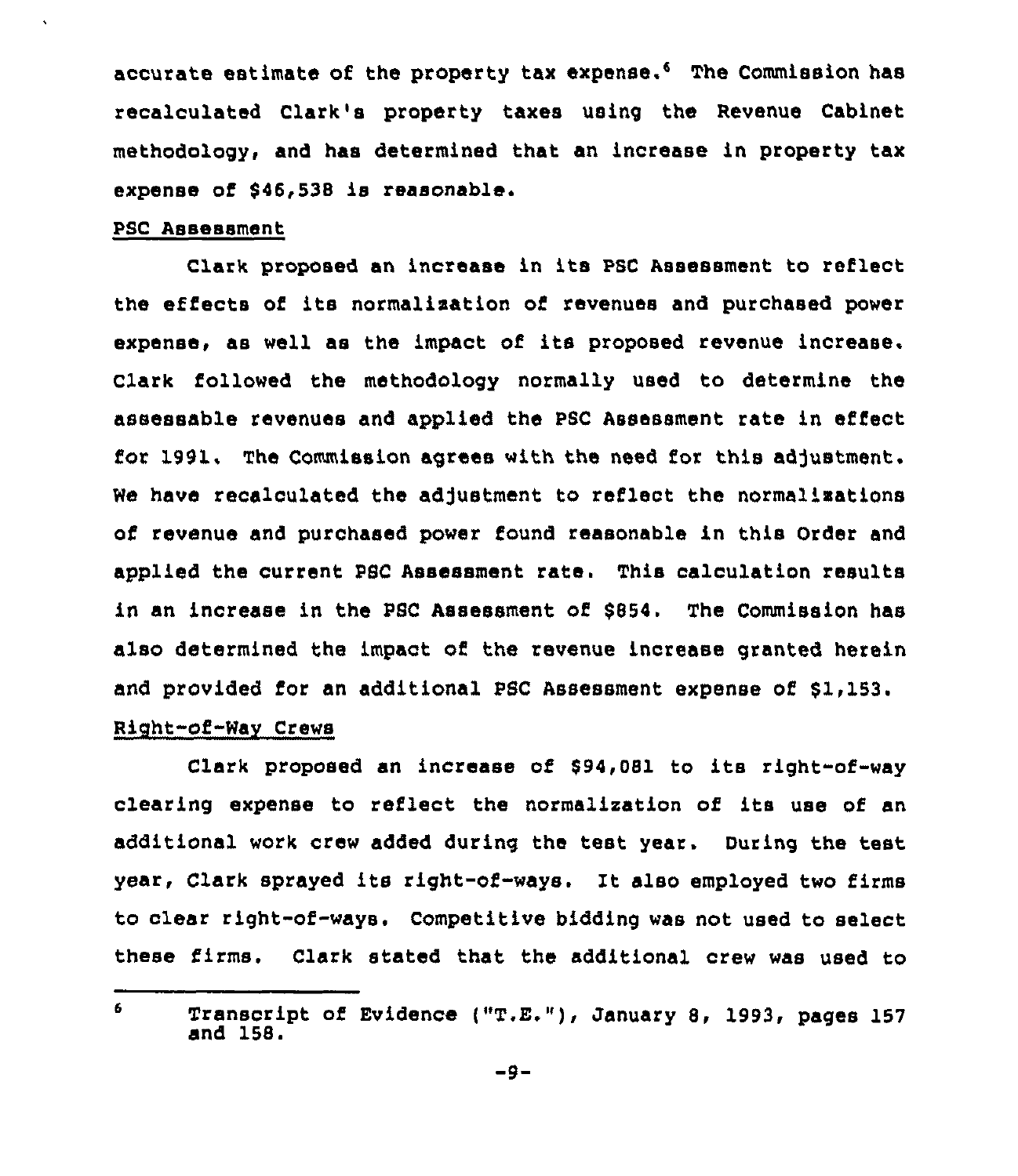accurate estimate of the property tax expense.[6] The Commission has recalculated Clark's property taxes using the Revenue Cabinet methodology, and has determined that an increase in property tax expense of $46,538 is reasonable.

PSC Assessment

Clark proposed an increase in its PSC Assessment to reflect the effects of its normalization of revenues and purchased power expense, as well as the impact of its proposed revenue increase. Clark followed the methodology normally used to determine the assessable revenues and applied the PSC Assessment rate in effect for 1991. The Commission agrees with the need for this adjustment. We have recalculated the adjustment to reflect the normalizations of revenue and purchased power found reasonable in this Order and applied the current PSC Assessment rate. This calculation results in an increase in the PSC Assessment of $854. The Commission has also determined the impact of the revenue increase granted herein and provided for an additional PSC Assessment expense of $1,153.

Right-of-Way Crews

Clark proposed an increase of $94,081 to its right-of-way clearing expense to reflect the normalization of its use of an additional work crew added during the test year. During the test year, Clark sprayed its right-of-ways. It also employed two firms to clear right-of-ways. Competitive bidding was not used to select these firms. Clark stated that the additional crew was used to

[6] Transcript of Evidence ("T.E."), January 8, 1993, pages 157 and 158.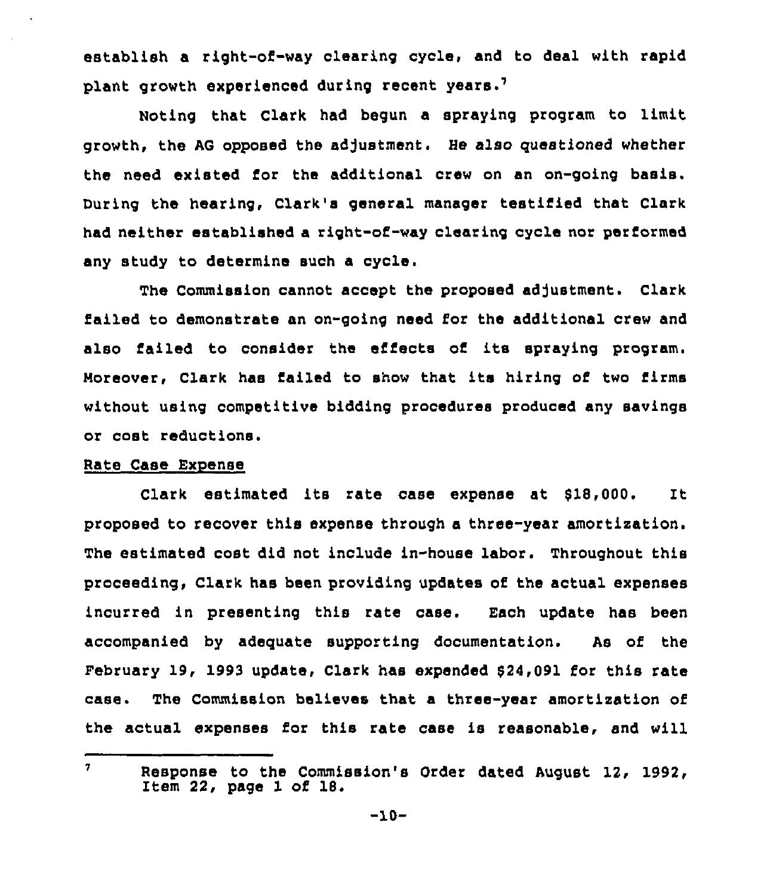establish a right-of-way clearing cycle, and to deal with rapid plant growth experienced during recent years.[7]

Noting that Clark had begun a spraying program to limit growth, the AG opposed the adjustment. He also questioned whether the need existed for the additional crew on an on-going basis. During the hearing, Clark's general manager testified that Clark had neither established a right-of-way clearing cycle nor performed any study to determine such a cycle.

The Commission cannot accept the proposed adjustment. Clark failed to demonstrate an on-going need for the additional crew and also failed to consider the effects of its spraying program. Moreover, Clark has failed to show that its hiring of two firms without using competitive bidding procedures produced any savings or cost reductions.

Rate Case Expense

Clark estimated its rate case expense at $18,000. It proposed to recover this expense through a three-year amortization. The estimated cost did not include in-house labor. Throughout this proceeding, Clark has been providing updates of the actual expenses incurred in presenting this rate case. Each update has been accompanied by adequate supporting documentation. As of the February 19, 1993 update, Clark has expended $24,091 for this rate case. The Commission believes that a three-year amortization of the actual expenses for this rate case is reasonable, and will

---

[7] Response to the Commission's Order dated August 12, 1992, Item 22, page 1 of 18.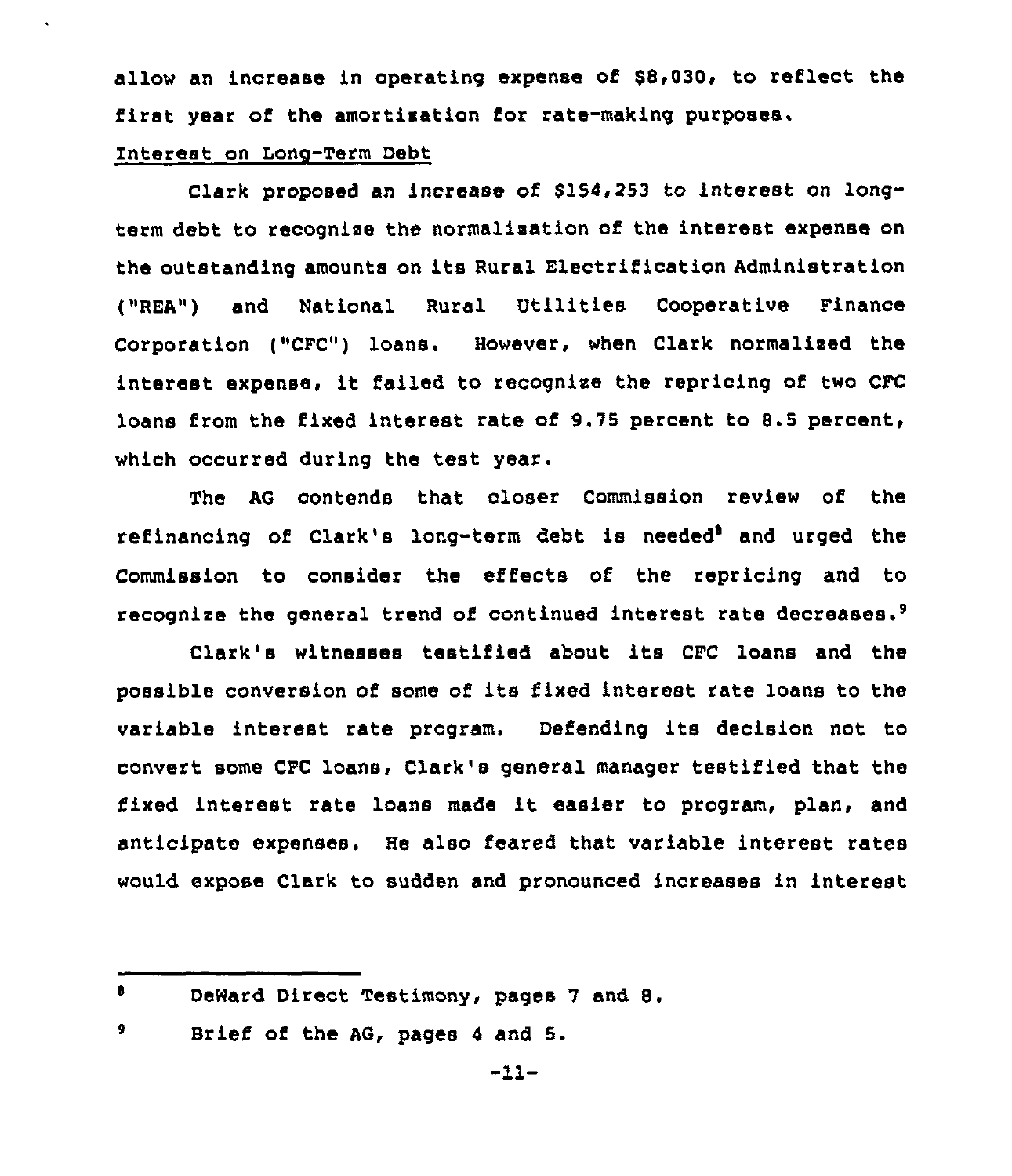allow an increase in operating expense of $8,030, to reflect the first year of the amortization for rate-making purposes.

Interest on Long-Term Debt

Clark proposed an increase of $154,253 to interest on long-term debt to recognize the normalization of the interest expense on the outstanding amounts on its Rural Electrification Administration ("REA") and National Rural Utilities Cooperative Finance Corporation ("CFC") loans. However, when Clark normalized the interest expense, it failed to recognize the repricing of two CFC loans from the fixed interest rate of 9.75 percent to 8.5 percent, which occurred during the test year.

The AG contends that closer Commission review of the refinancing of Clark's long-term debt is needed[8] and urged the Commission to consider the effects of the repricing and to recognize the general trend of continued interest rate decreases.[9]

Clark's witnesses testified about its CFC loans and the possible conversion of some of its fixed interest rate loans to the variable interest rate program. Defending its decision not to convert some CFC loans, Clark's general manager testified that the fixed interest rate loans made it easier to program, plan, and anticipate expenses. He also feared that variable interest rates would expose Clark to sudden and pronounced increases in interest

---

[8] DeWard Direct Testimony, pages 7 and 8.

[9] Brief of the AG, pages 4 and 5.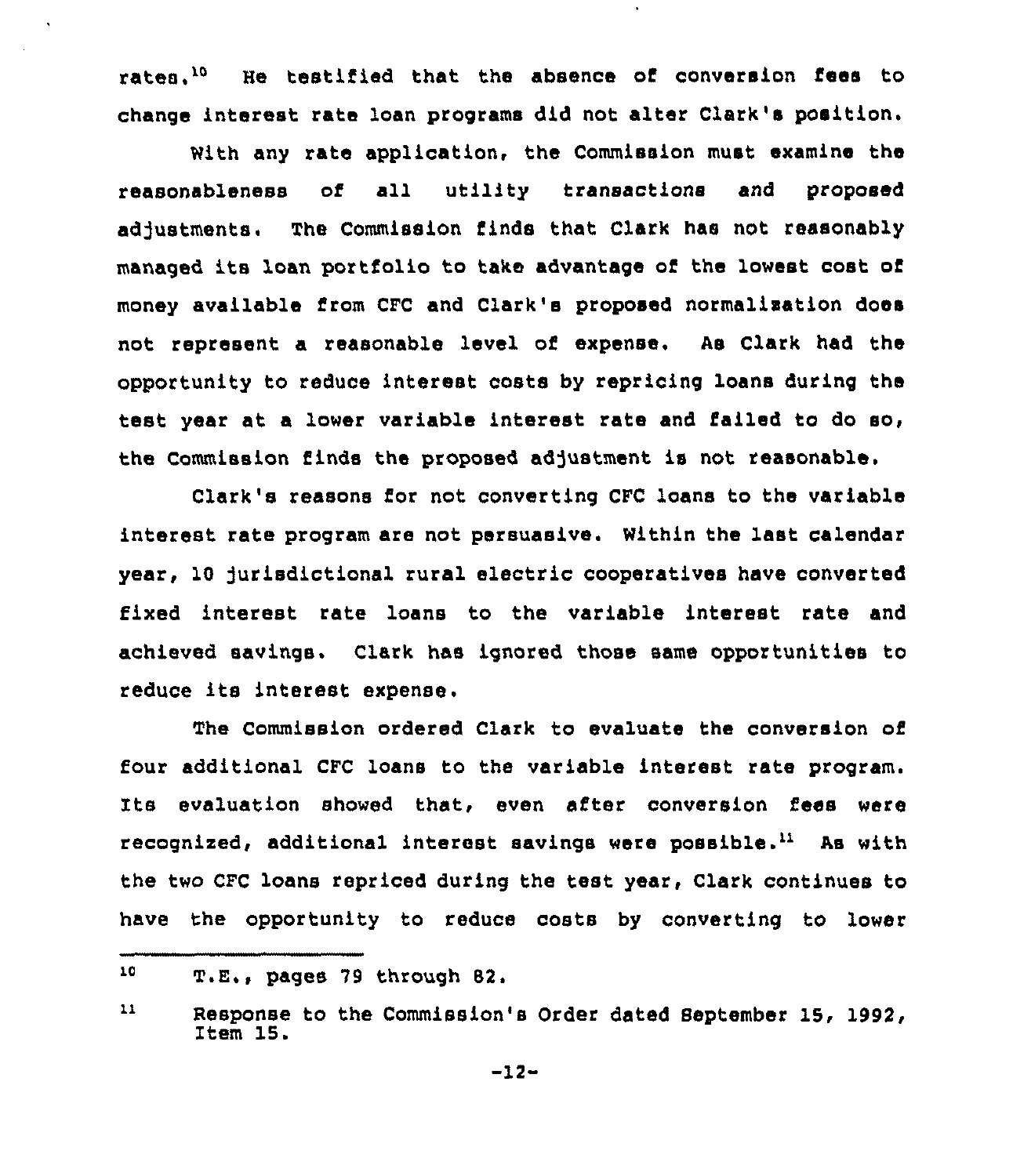rates.[10] He testified that the absence of conversion fees to change interest rate loan programs did not alter Clark's position.

With any rate application, the Commission must examine the reasonableness of all utility transactions and proposed adjustments. The Commission finds that Clark has not reasonably managed its loan portfolio to take advantage of the lowest cost of money available from CFC and Clark's proposed normalization does not represent a reasonable level of expense. As Clark had the opportunity to reduce interest costs by repricing loans during the test year at a lower variable interest rate and failed to do so, the Commission finds the proposed adjustment is not reasonable.

Clark's reasons for not converting CFC loans to the variable interest rate program are not persuasive. Within the last calendar year, 10 jurisdictional rural electric cooperatives have converted fixed interest rate loans to the variable interest rate and achieved savings. Clark has ignored those same opportunities to reduce its interest expense.

The Commission ordered Clark to evaluate the conversion of four additional CFC loans to the variable interest rate program. Its evaluation showed that, even after conversion fees were recognized, additional interest savings were possible.[11] As with the two CFC loans repriced during the test year, Clark continues to have the opportunity to reduce costs by converting to lower

---

[10] T.E., pages 79 through 82.

[11] Response to the Commission's Order dated September 15, 1992, Item 15.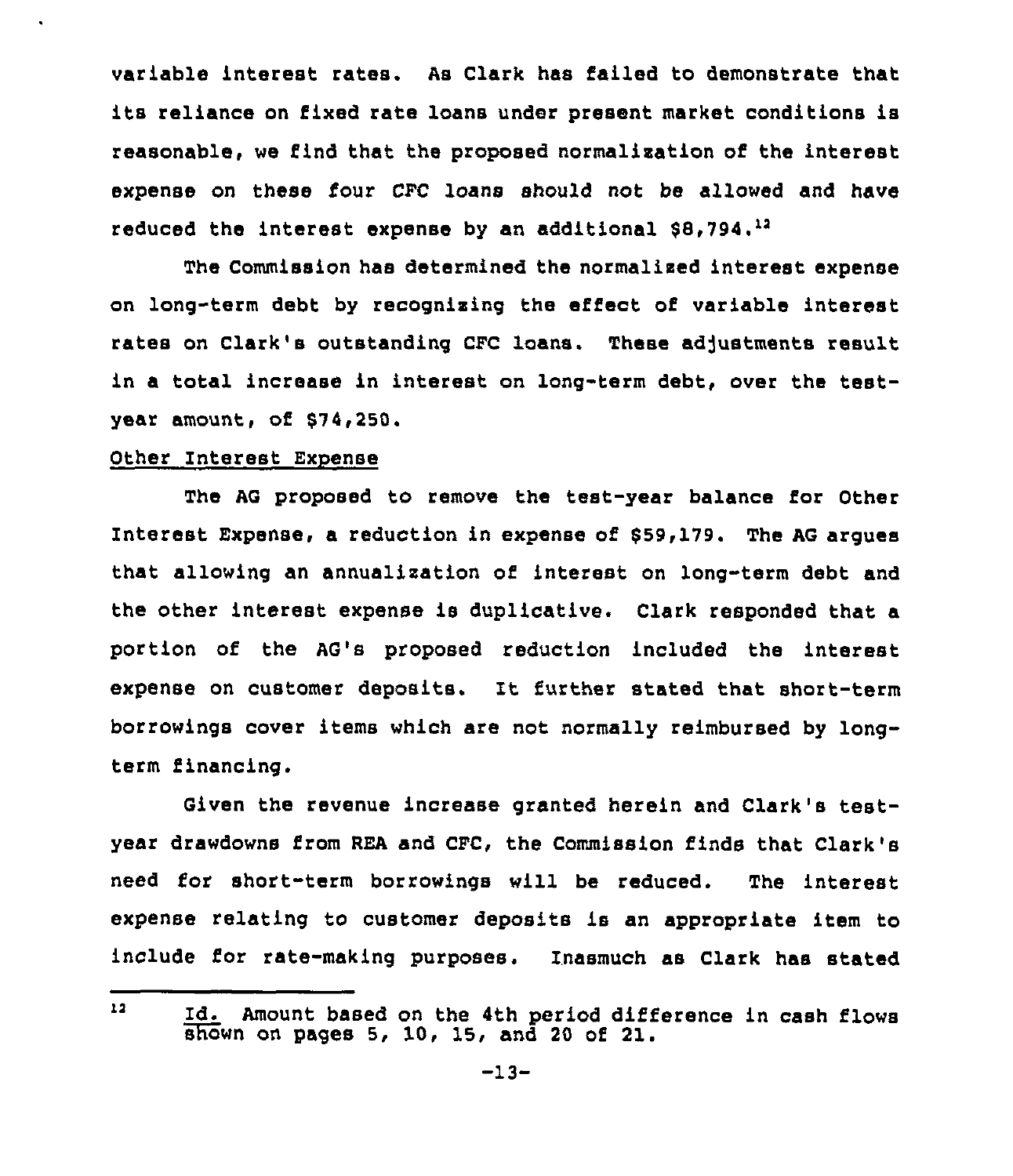variable interest rates. As Clark has failed to demonstrate that its reliance on fixed rate loans under present market conditions is reasonable, we find that the proposed normalization of the interest expense on these four CFC loans should not be allowed and have reduced the interest expense by an additional $8,794.[12]

The Commission has determined the normalized interest expense on long-term debt by recognizing the effect of variable interest rates on Clark's outstanding CFC loans. These adjustments result in a total increase in interest on long-term debt, over the test-year amount, of $74,250.

Other Interest Expense

The AG proposed to remove the test-year balance for Other Interest Expense, a reduction in expense of $59,179. The AG argues that allowing an annualization of interest on long-term debt and the other interest expense is duplicative. Clark responded that a portion of the AG's proposed reduction included the interest expense on customer deposits. It further stated that short-term borrowings cover items which are not normally reimbursed by long-term financing.

Given the revenue increase granted herein and Clark's test-year drawdowns from REA and CFC, the Commission finds that Clark's need for short-term borrowings will be reduced. The interest expense relating to customer deposits is an appropriate item to include for rate-making purposes. Inasmuch as Clark has stated

[12] Id. Amount based on the 4th period difference in cash flows shown on pages 5, 10, 15, and 20 of 21.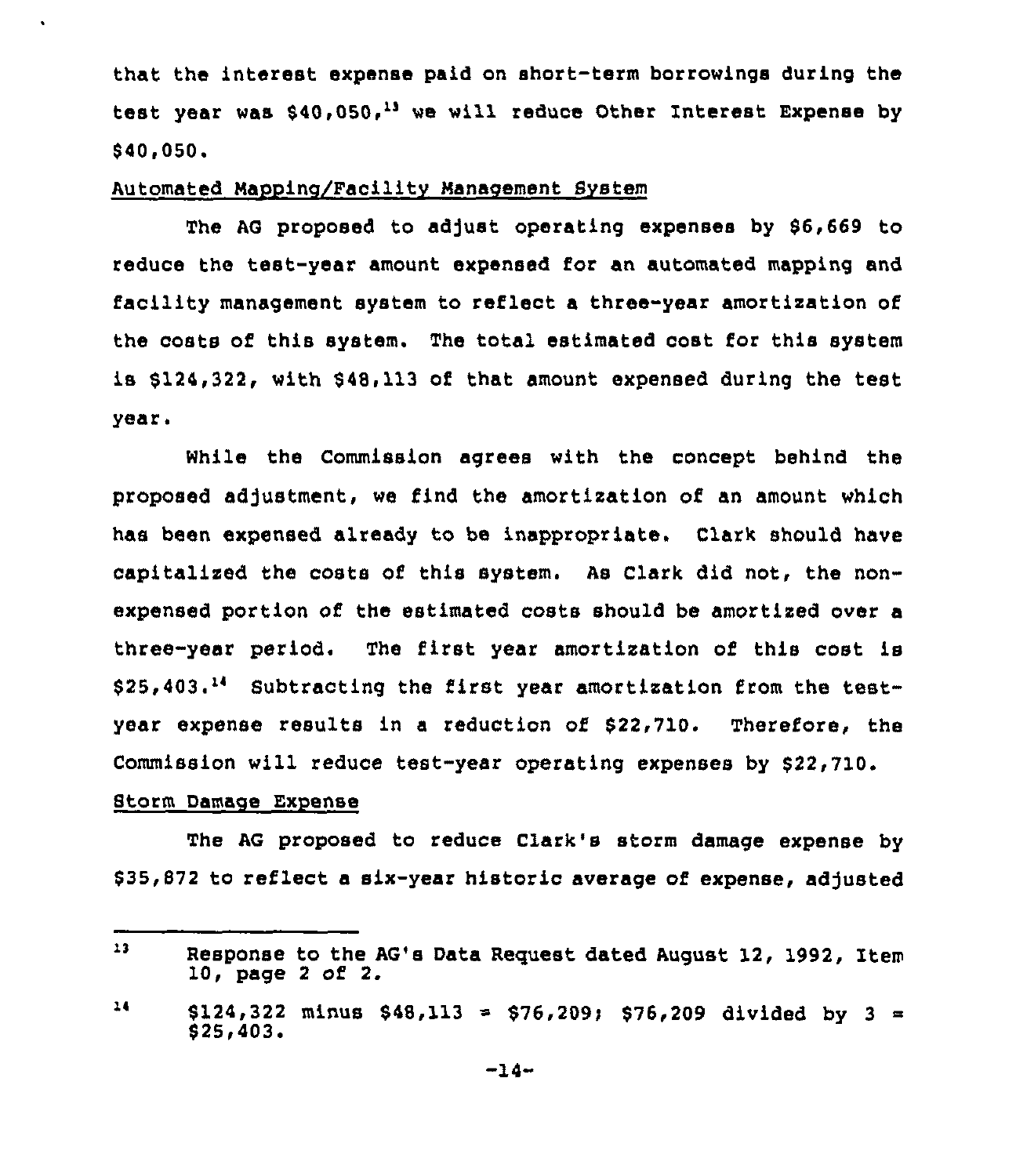that the interest expense paid on short-term borrowings during the test year was $40,050,[13] we will reduce Other Interest Expense by $40,050.

Automated Mapping/Facility Management System

The AG proposed to adjust operating expenses by $6,669 to reduce the test-year amount expensed for an automated mapping and facility management system to reflect a three-year amortization of the costs of this system. The total estimated cost for this system is $124,322, with $48,113 of that amount expensed during the test year.

While the Commission agrees with the concept behind the proposed adjustment, we find the amortization of an amount which has been expensed already to be inappropriate. Clark should have capitalized the costs of this system. As Clark did not, the non-expensed portion of the estimated costs should be amortized over a three-year period. The first year amortization of this cost is $25,403.[14] Subtracting the first year amortization from the test-year expense results in a reduction of $22,710. Therefore, the Commission will reduce test-year operating expenses by $22,710.

Storm Damage Expense

The AG proposed to reduce Clark's storm damage expense by $35,872 to reflect a six-year historic average of expense, adjusted

---

[13] Response to the AG's Data Request dated August 12, 1992, Item 10, page 2 of 2.

[14] $124,322 minus $48,113 = $76,209; $76,209 divided by 3 = $25,403.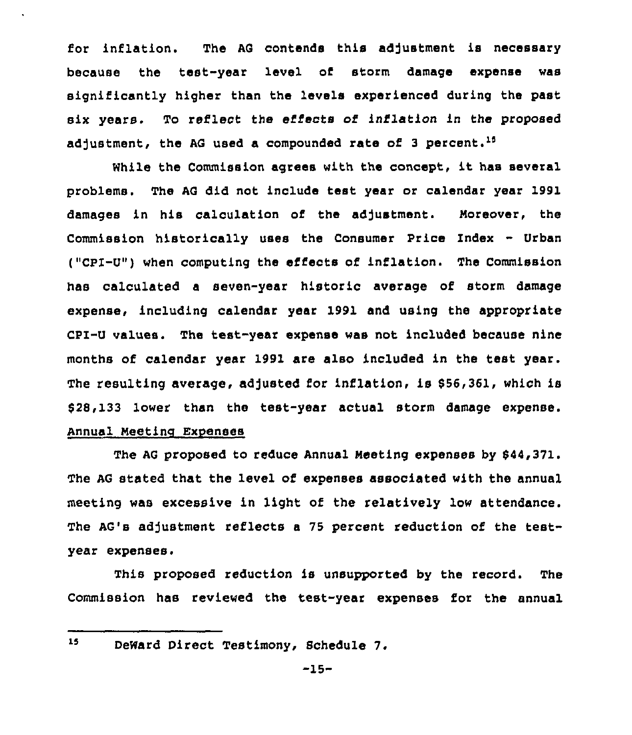for inflation. The AG contends this adjustment is necessary because the test-year level of storm damage expense was significantly higher than the levels experienced during the past six years. To reflect the effects of inflation in the proposed adjustment, the AG used a compounded rate of 3 percent.[15]

While the Commission agrees with the concept, it has several problems. The AG did not include test year or calendar year 1991 damages in his calculation of the adjustment. Moreover, the Commission historically uses the Consumer Price Index - Urban ("CPI-U") when computing the effects of inflation. The Commission has calculated a seven-year historic average of storm damage expense, including calendar year 1991 and using the appropriate CPI-U values. The test-year expense was not included because nine months of calendar year 1991 are also included in the test year. The resulting average, adjusted for inflation, is $56,361, which is $28,133 lower than the test-year actual storm damage expense.

<u>Annual Meeting Expenses</u>

The AG proposed to reduce Annual Meeting expenses by $44,371. The AG stated that the level of expenses associated with the annual meeting was excessive in light of the relatively low attendance. The AG's adjustment reflects a 75 percent reduction of the test-year expenses.

This proposed reduction is unsupported by the record. The Commission has reviewed the test-year expenses for the annual

---

[15] DeWard Direct Testimony, Schedule 7.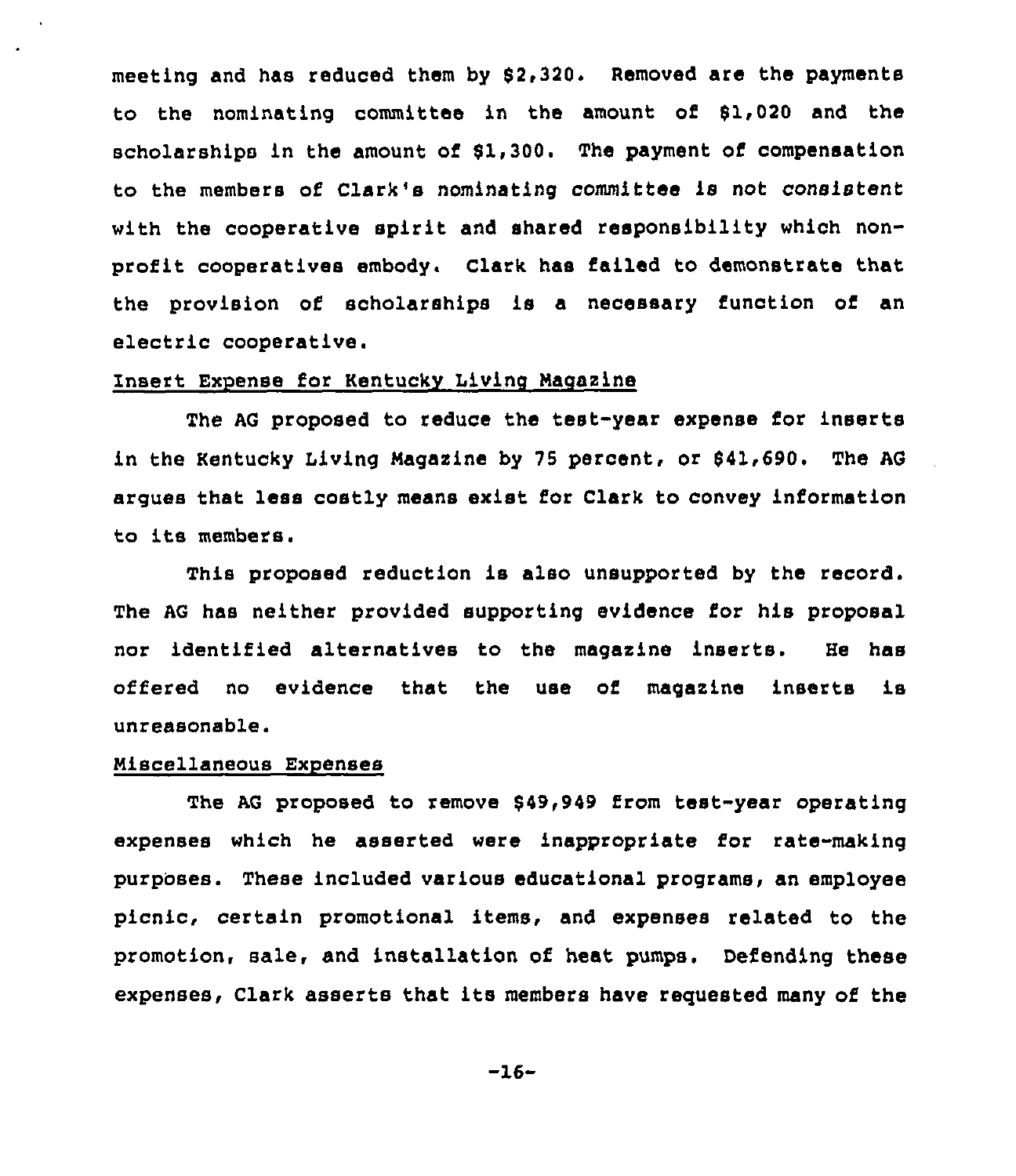meeting and has reduced them by $2,320. Removed are the payments to the nominating committee in the amount of $1,020 and the scholarships in the amount of $1,300. The payment of compensation to the members of Clark's nominating committee is not consistent with the cooperative spirit and shared responsibility which non-profit cooperatives embody. Clark has failed to demonstrate that the provision of scholarships is a necessary function of an electric cooperative.

Insert Expense for Kentucky Living Magazine

The AG proposed to reduce the test-year expense for inserts in the Kentucky Living Magazine by 75 percent, or $41,690. The AG argues that less costly means exist for Clark to convey information to its members.

This proposed reduction is also unsupported by the record. The AG has neither provided supporting evidence for his proposal nor identified alternatives to the magazine inserts. He has offered no evidence that the use of magazine inserts is unreasonable.

Miscellaneous Expenses

The AG proposed to remove $49,949 from test-year operating expenses which he asserted were inappropriate for rate-making purposes. These included various educational programs, an employee picnic, certain promotional items, and expenses related to the promotion, sale, and installation of heat pumps. Defending these expenses, Clark asserts that its members have requested many of the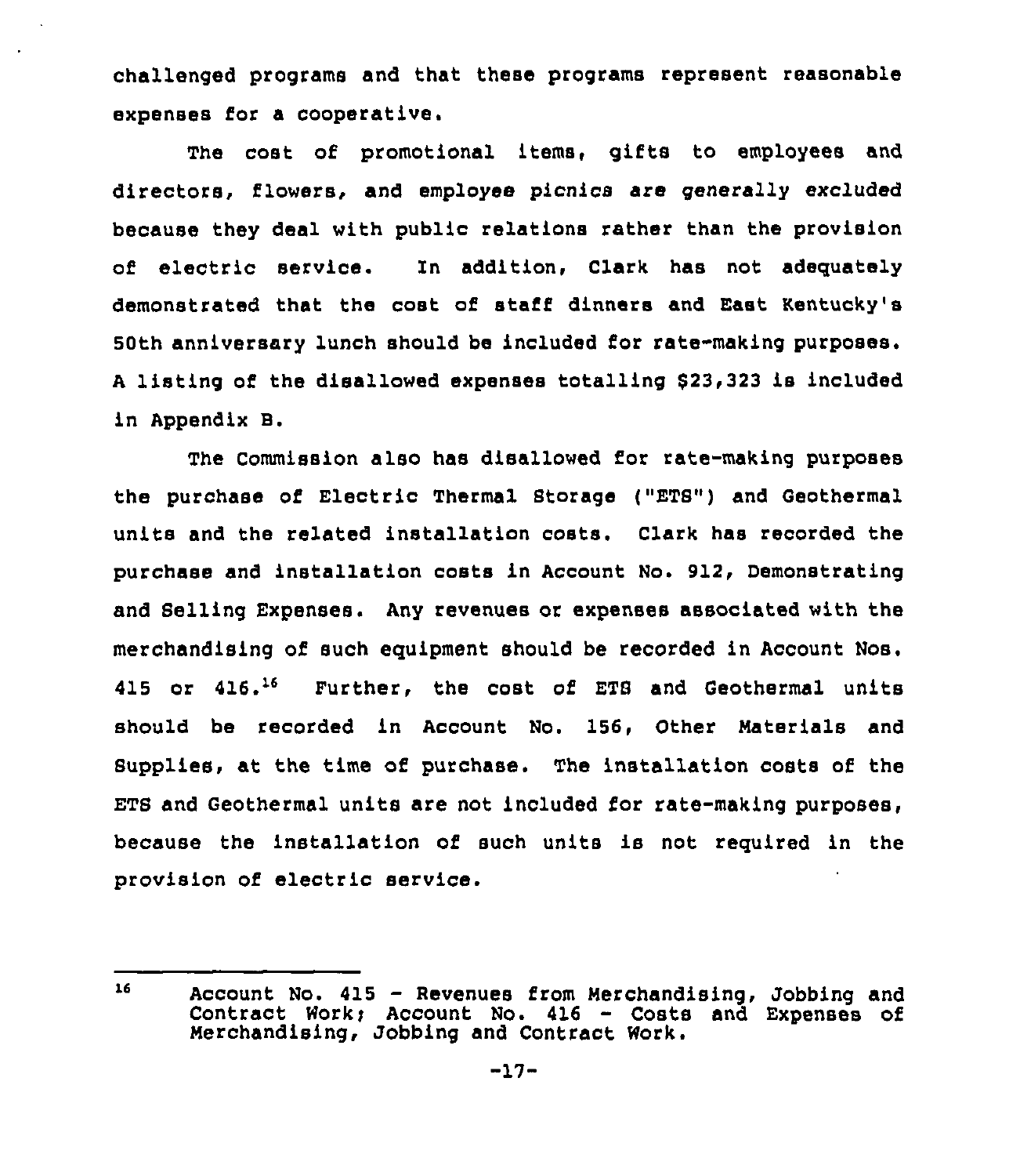challenged programs and that these programs represent reasonable expenses for a cooperative.

The cost of promotional items, gifts to employees and directors, flowers, and employee picnics are generally excluded because they deal with public relations rather than the provision of electric service. In addition, Clark has not adequately demonstrated that the cost of staff dinners and East Kentucky's 50th anniversary lunch should be included for rate-making purposes. A listing of the disallowed expenses totalling $23,323 is included in Appendix B.

The Commission also has disallowed for rate-making purposes the purchase of Electric Thermal Storage ("ETS") and Geothermal units and the related installation costs. Clark has recorded the purchase and installation costs in Account No. 912, Demonstrating and Selling Expenses. Any revenues or expenses associated with the merchandising of such equipment should be recorded in Account Nos. 415 or 416.[16] Further, the cost of ETS and Geothermal units should be recorded in Account No. 156, Other Materials and Supplies, at the time of purchase. The installation costs of the ETS and Geothermal units are not included for rate-making purposes, because the installation of such units is not required in the provision of electric service.

---

[16] Account No. 415 - Revenues from Merchandising, Jobbing and Contract Work; Account No. 416 - Costs and Expenses of Merchandising, Jobbing and Contract Work.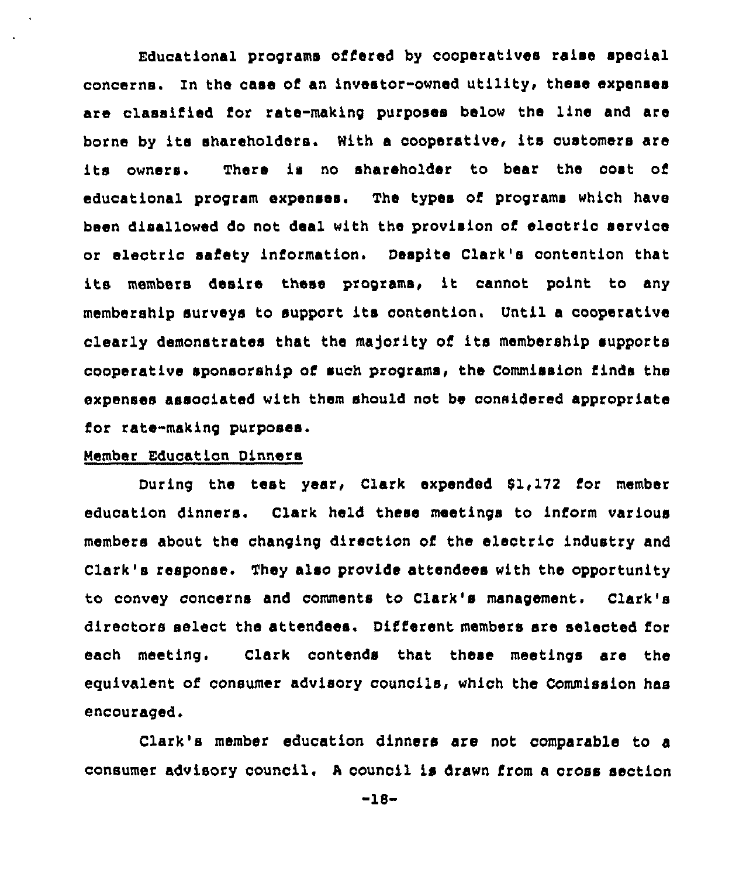Educational programs offered by cooperatives raise special concerns. In the case of an investor-owned utility, these expenses are classified for rate-making purposes below the line and are borne by its shareholders. With a cooperative, its customers are its owners. There is no shareholder to bear the cost of educational program expenses. The types of programs which have been disallowed do not deal with the provision of electric service or electric safety information. Despite Clark's contention that its members desire these programs, it cannot point to any membership surveys to support its contention. Until a cooperative clearly demonstrates that the majority of its membership supports cooperative sponsorship of such programs, the Commission finds the expenses associated with them should not be considered appropriate for rate-making purposes.

Member Education Dinners

During the test year, Clark expended $1,172 for member education dinners. Clark held these meetings to inform various members about the changing direction of the electric industry and Clark's response. They also provide attendees with the opportunity to convey concerns and comments to Clark's management. Clark's directors select the attendees. Different members are selected for each meeting. Clark contends that these meetings are the equivalent of consumer advisory councils, which the Commission has encouraged.

Clark's member education dinners are not comparable to a consumer advisory council. A council is drawn from a cross section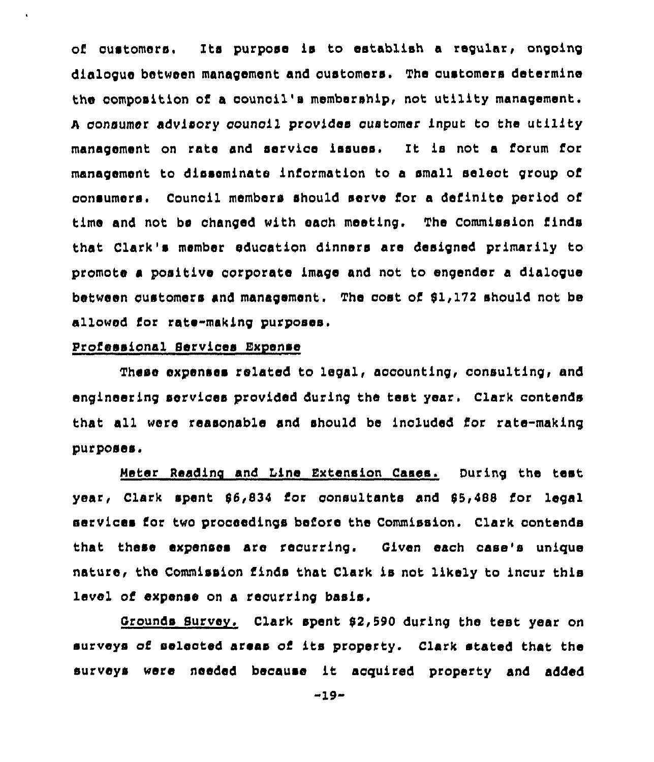of customers. Its purpose is to establish a regular, ongoing dialogue between management and customers. The customers determine the composition of a council's membership, not utility management. A consumer advisory council provides customer input to the utility management on rate and service issues. It is not a forum for management to disseminate information to a small select group of consumers. Council members should serve for a definite period of time and not be changed with each meeting. The Commission finds that Clark's member education dinners are designed primarily to promote a positive corporate image and not to engender a dialogue between customers and management. The cost of $1,172 should not be allowed for rate-making purposes.

Professional Services Expense

These expenses related to legal, accounting, consulting, and engineering services provided during the test year. Clark contends that all were reasonable and should be included for rate-making purposes.

Meter Reading and Line Extension Cases. During the test year, Clark spent $6,834 for consultants and $5,488 for legal services for two proceedings before the Commission. Clark contends that these expenses are recurring. Given each case's unique nature, the Commission finds that Clark is not likely to incur this level of expense on a recurring basis.

Grounds Survey. Clark spent $2,590 during the test year on surveys of selected areas of its property. Clark stated that the surveys were needed because it acquired property and added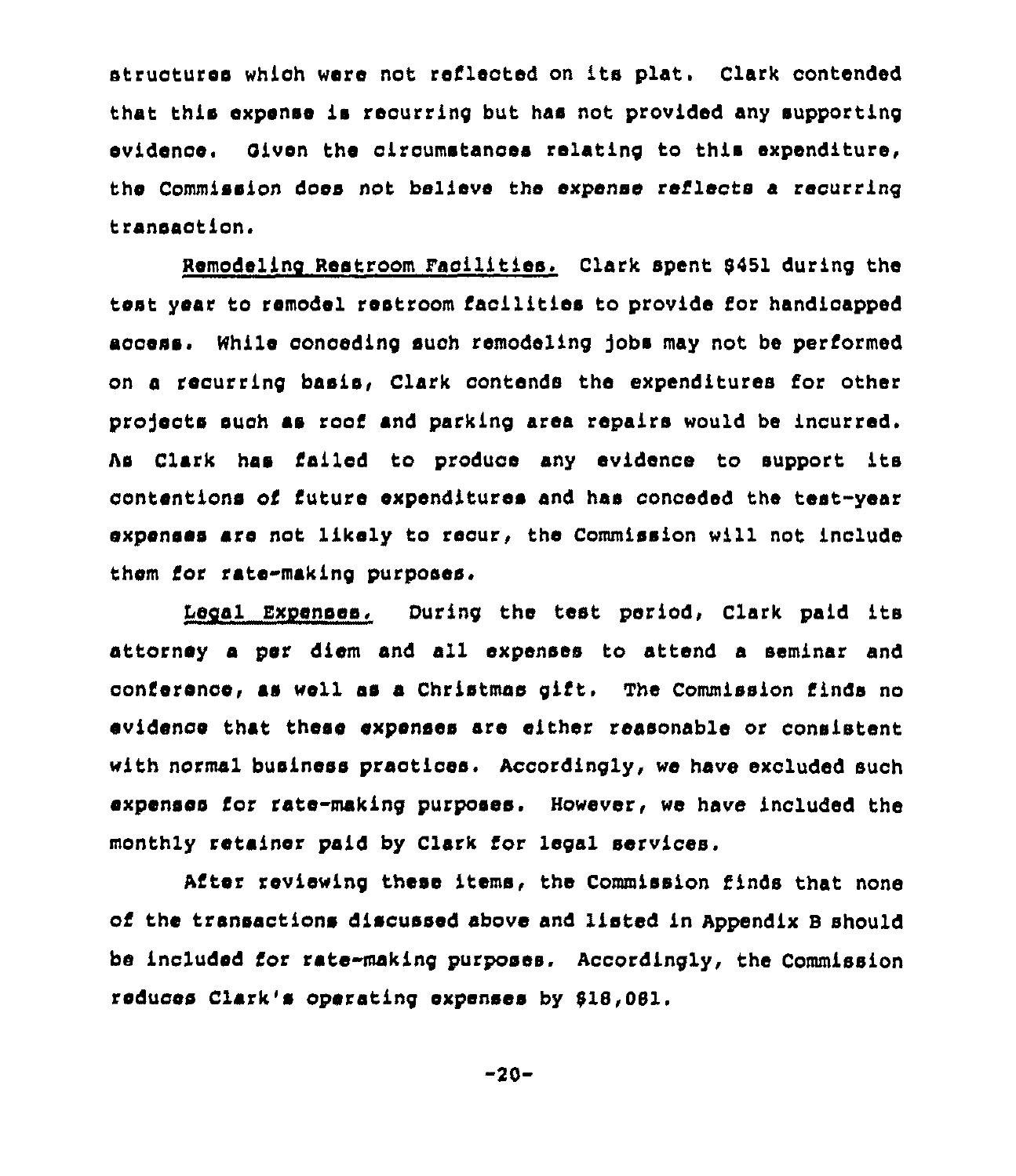structures which were not reflected on its plat. Clark contended that this expense is recurring but has not provided any supporting evidence. Given the circumstances relating to this expenditure, the Commission does not believe the expense reflects a recurring transaction.

Remodeling Restroom Facilities. Clark spent $451 during the test year to remodel restroom facilities to provide for handicapped access. While conceding such remodeling jobs may not be performed on a recurring basis, Clark contends the expenditures for other projects such as roof and parking area repairs would be incurred. As Clark has failed to produce any evidence to support its contentions of future expenditures and has conceded the test-year expenses are not likely to recur, the Commission will not include them for rate-making purposes.

Legal Expenses. During the test period, Clark paid its attorney a per diem and all expenses to attend a seminar and conference, as well as a Christmas gift. The Commission finds no evidence that these expenses are either reasonable or consistent with normal business practices. Accordingly, we have excluded such expenses for rate-making purposes. However, we have included the monthly retainer paid by Clark for legal services.

After reviewing these items, the Commission finds that none of the transactions discussed above and listed in Appendix B should be included for rate-making purposes. Accordingly, the Commission reduces Clark's operating expenses by $18,081.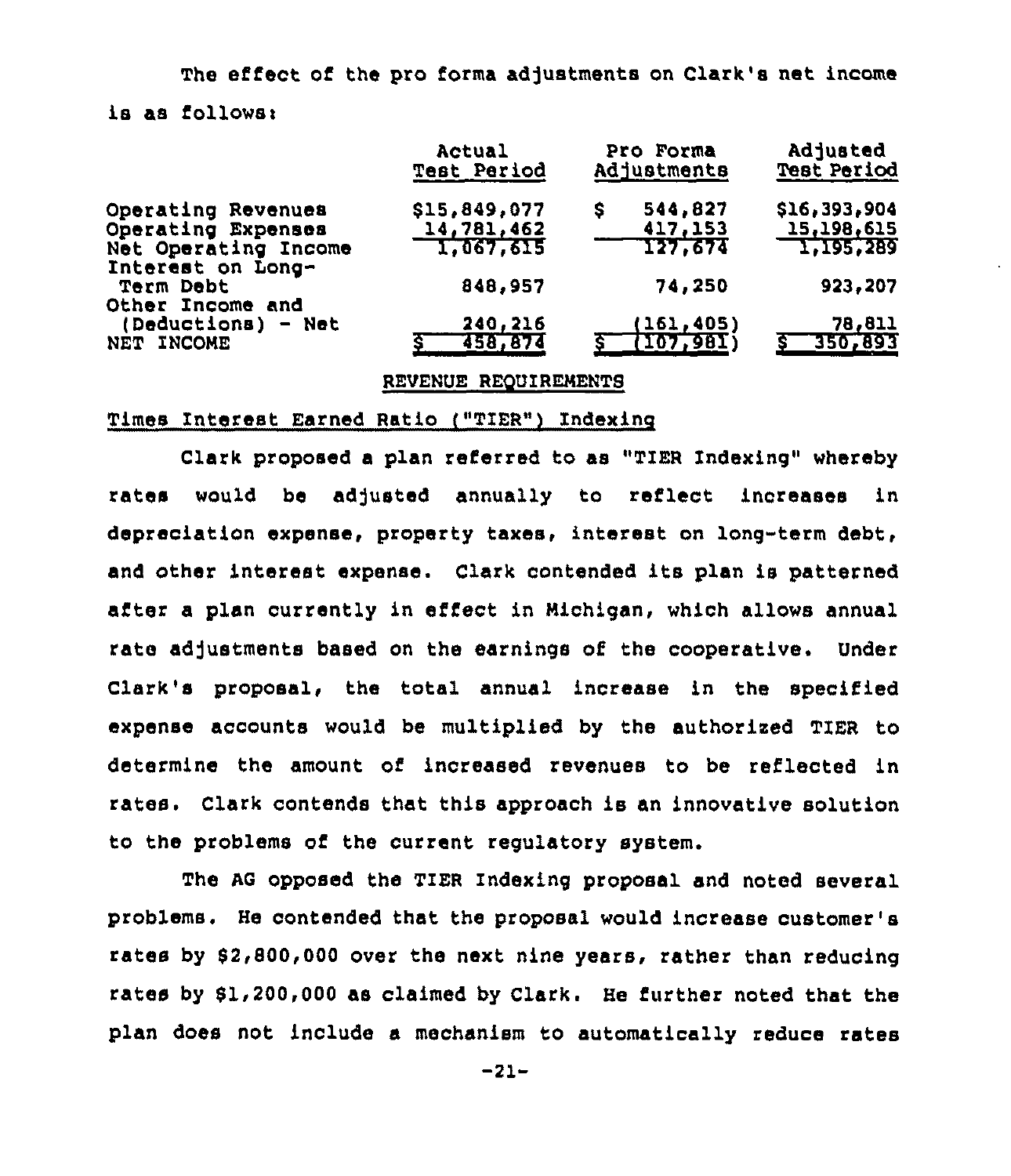The effect of the pro forma adjustments on Clark's net income is as follows:

| | Actual Test Period | Pro Forma Adjustments | Adjusted Test Period |
|---|---|---|---|
| Operating Revenues | $15,849,077 | $ 544,827 | $16,393,904 |
| Operating Expenses | 14,781,462 | 417,153 | 15,198,615 |
| Net Operating Income | 1,067,615 | 127,674 | 1,195,289 |
| Interest on Long-Term Debt | 848,957 | 74,250 | 923,207 |
| Other Income and (Deductions) - Net | 240,216 | (161,405) | 78,811 |
| NET INCOME | $ 458,874 | $ (107,981) | $ 350,893 |

## REVENUE REQUIREMENTS

### Times Interest Earned Ratio ("TIER") Indexing

Clark proposed a plan referred to as "TIER Indexing" whereby rates would be adjusted annually to reflect increases in depreciation expense, property taxes, interest on long-term debt, and other interest expense. Clark contended its plan is patterned after a plan currently in effect in Michigan, which allows annual rate adjustments based on the earnings of the cooperative. Under Clark's proposal, the total annual increase in the specified expense accounts would be multiplied by the authorized TIER to determine the amount of increased revenues to be reflected in rates. Clark contends that this approach is an innovative solution to the problems of the current regulatory system.

The AG opposed the TIER Indexing proposal and noted several problems. He contended that the proposal would increase customer's rates by $2,800,000 over the next nine years, rather than reducing rates by $1,200,000 as claimed by Clark. He further noted that the plan does not include a mechanism to automatically reduce rates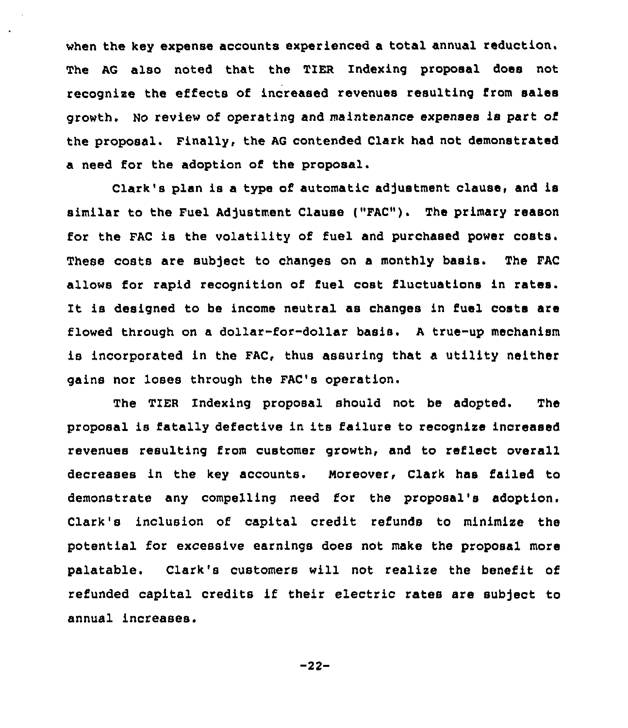when the key expense accounts experienced a total annual reduction. The AG also noted that the TIER Indexing proposal does not recognize the effects of increased revenues resulting from sales growth. No review of operating and maintenance expenses is part of the proposal. Finally, the AG contended Clark had not demonstrated a need for the adoption of the proposal.

Clark's plan is a type of automatic adjustment clause, and is similar to the Fuel Adjustment Clause ("FAC"). The primary reason for the FAC is the volatility of fuel and purchased power costs. These costs are subject to changes on a monthly basis. The FAC allows for rapid recognition of fuel cost fluctuations in rates. It is designed to be income neutral as changes in fuel costs are flowed through on a dollar-for-dollar basis. A true-up mechanism is incorporated in the FAC, thus assuring that a utility neither gains nor loses through the FAC's operation.

The TIER Indexing proposal should not be adopted. The proposal is fatally defective in its failure to recognize increased revenues resulting from customer growth, and to reflect overall decreases in the key accounts. Moreover, Clark has failed to demonstrate any compelling need for the proposal's adoption. Clark's inclusion of capital credit refunds to minimize the potential for excessive earnings does not make the proposal more palatable. Clark's customers will not realize the benefit of refunded capital credits if their electric rates are subject to annual increases.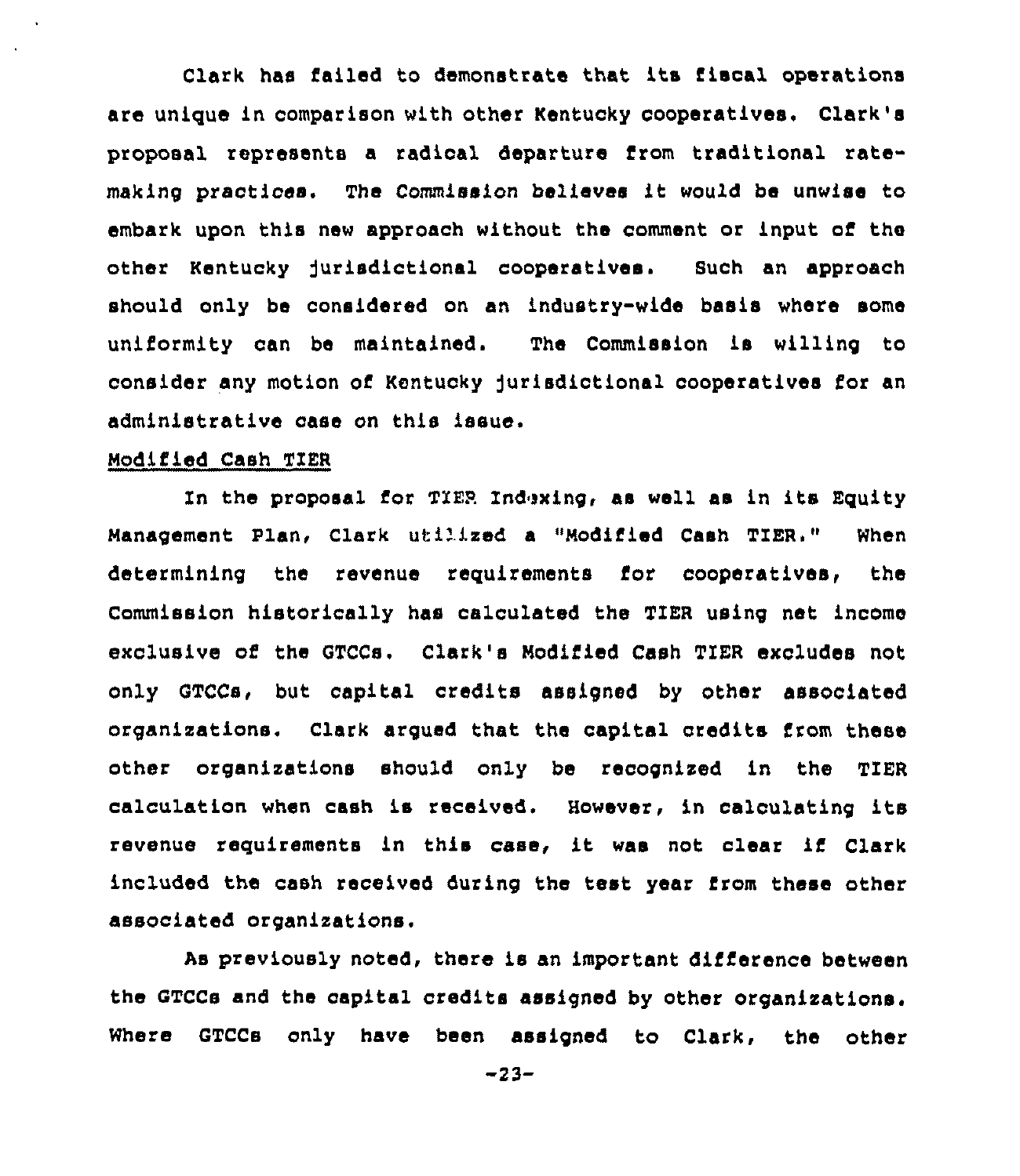Clark has failed to demonstrate that its fiscal operations are unique in comparison with other Kentucky cooperatives. Clark's proposal represents a radical departure from traditional rate-making practices. The Commission believes it would be unwise to embark upon this new approach without the comment or input of the other Kentucky jurisdictional cooperatives. Such an approach should only be considered on an industry-wide basis where some uniformity can be maintained. The Commission is willing to consider any motion of Kentucky jurisdictional cooperatives for an administrative case on this issue.

Modified Cash TIER

In the proposal for TIER Indexing, as well as in its Equity Management Plan, Clark utilized a "Modified Cash TIER." When determining the revenue requirements for cooperatives, the Commission historically has calculated the TIER using net income exclusive of the GTCCs. Clark's Modified Cash TIER excludes not only GTCCs, but capital credits assigned by other associated organizations. Clark argued that the capital credits from these other organizations should only be recognized in the TIER calculation when cash is received. However, in calculating its revenue requirements in this case, it was not clear if Clark included the cash received during the test year from these other associated organizations.

As previously noted, there is an important difference between the GTCCs and the capital credits assigned by other organizations. Where GTCCs only have been assigned to Clark, the other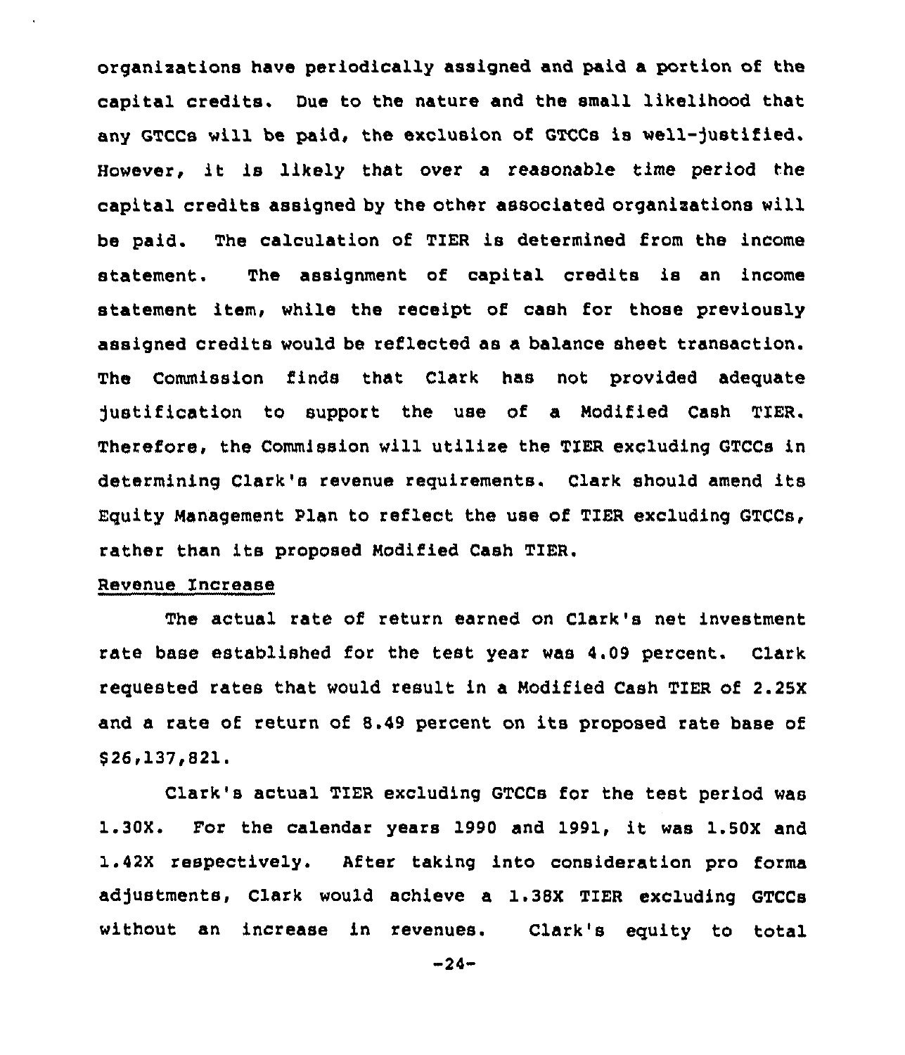organizations have periodically assigned and paid a portion of the capital credits. Due to the nature and the small likelihood that any GTCCs will be paid, the exclusion of GTCCs is well-justified. However, it is likely that over a reasonable time period the capital credits assigned by the other associated organizations will be paid. The calculation of TIER is determined from the income statement. The assignment of capital credits is an income statement item, while the receipt of cash for those previously assigned credits would be reflected as a balance sheet transaction. The Commission finds that Clark has not provided adequate justification to support the use of a Modified Cash TIER. Therefore, the Commission will utilize the TIER excluding GTCCs in determining Clark's revenue requirements. Clark should amend its Equity Management Plan to reflect the use of TIER excluding GTCCs, rather than its proposed Modified Cash TIER.

Revenue Increase

The actual rate of return earned on Clark's net investment rate base established for the test year was 4.09 percent. Clark requested rates that would result in a Modified Cash TIER of 2.25X and a rate of return of 8.49 percent on its proposed rate base of $26,137,821.

Clark's actual TIER excluding GTCCs for the test period was 1.30X. For the calendar years 1990 and 1991, it was 1.50X and 1.42X respectively. After taking into consideration pro forma adjustments, Clark would achieve a 1.38X TIER excluding GTCCs without an increase in revenues. Clark's equity to total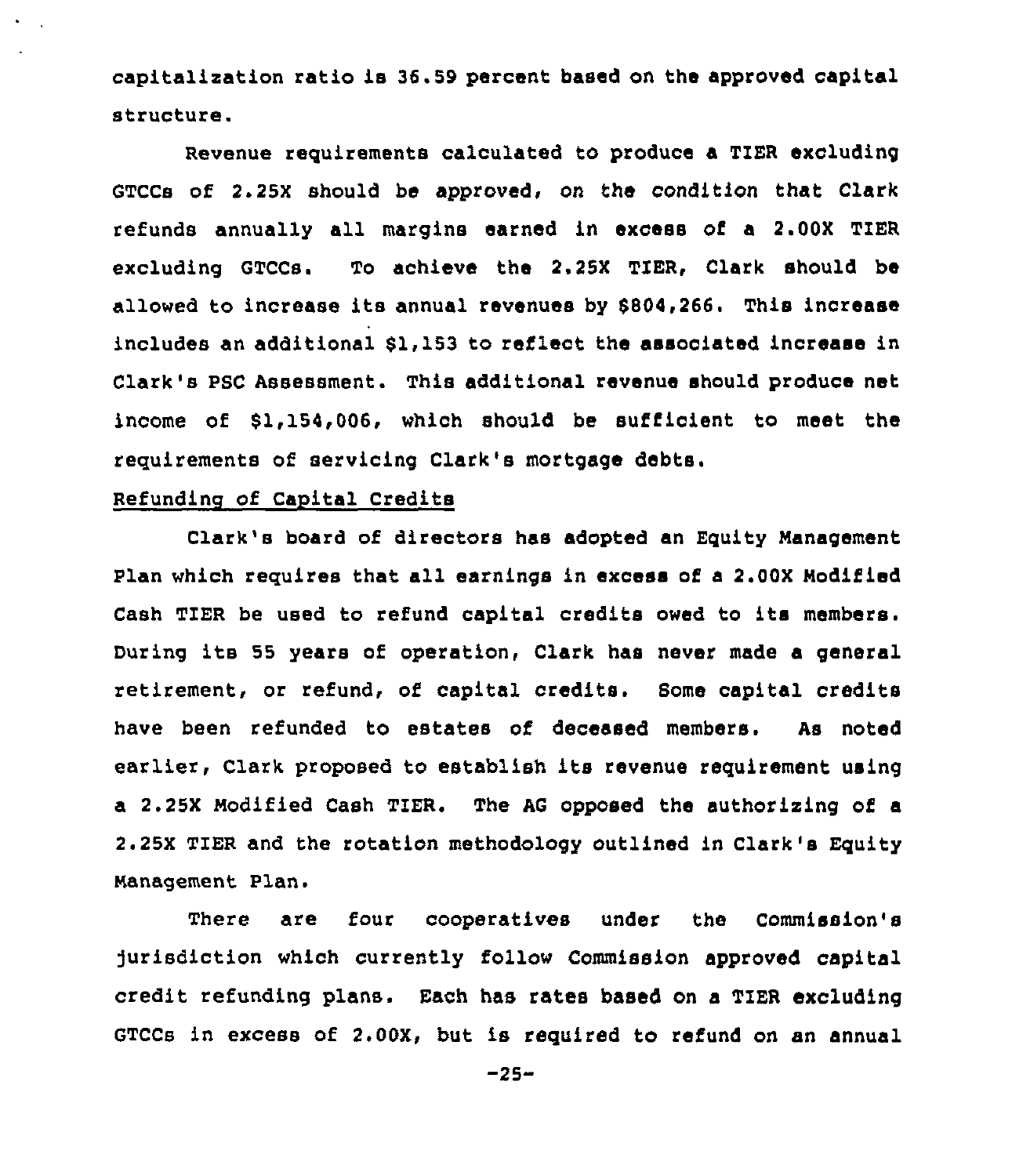capitalization ratio is 36.59 percent based on the approved capital structure.

Revenue requirements calculated to produce a TIER excluding GTCCs of 2.25X should be approved, on the condition that Clark refunds annually all margins earned in excess of a 2.00X TIER excluding GTCCs. To achieve the 2.25X TIER, Clark should be allowed to increase its annual revenues by $804,266. This increase includes an additional $1,153 to reflect the associated increase in Clark's PSC Assessment. This additional revenue should produce net income of $1,154,006, which should be sufficient to meet the requirements of servicing Clark's mortgage debts.

Refunding of Capital Credits

Clark's board of directors has adopted an Equity Management Plan which requires that all earnings in excess of a 2.00X Modified Cash TIER be used to refund capital credits owed to its members. During its 55 years of operation, Clark has never made a general retirement, or refund, of capital credits. Some capital credits have been refunded to estates of deceased members. As noted earlier, Clark proposed to establish its revenue requirement using a 2.25X Modified Cash TIER. The AG opposed the authorizing of a 2.25X TIER and the rotation methodology outlined in Clark's Equity Management Plan.

There are four cooperatives under the Commission's jurisdiction which currently follow Commission approved capital credit refunding plans. Each has rates based on a TIER excluding GTCCs in excess of 2.00X, but is required to refund on an annual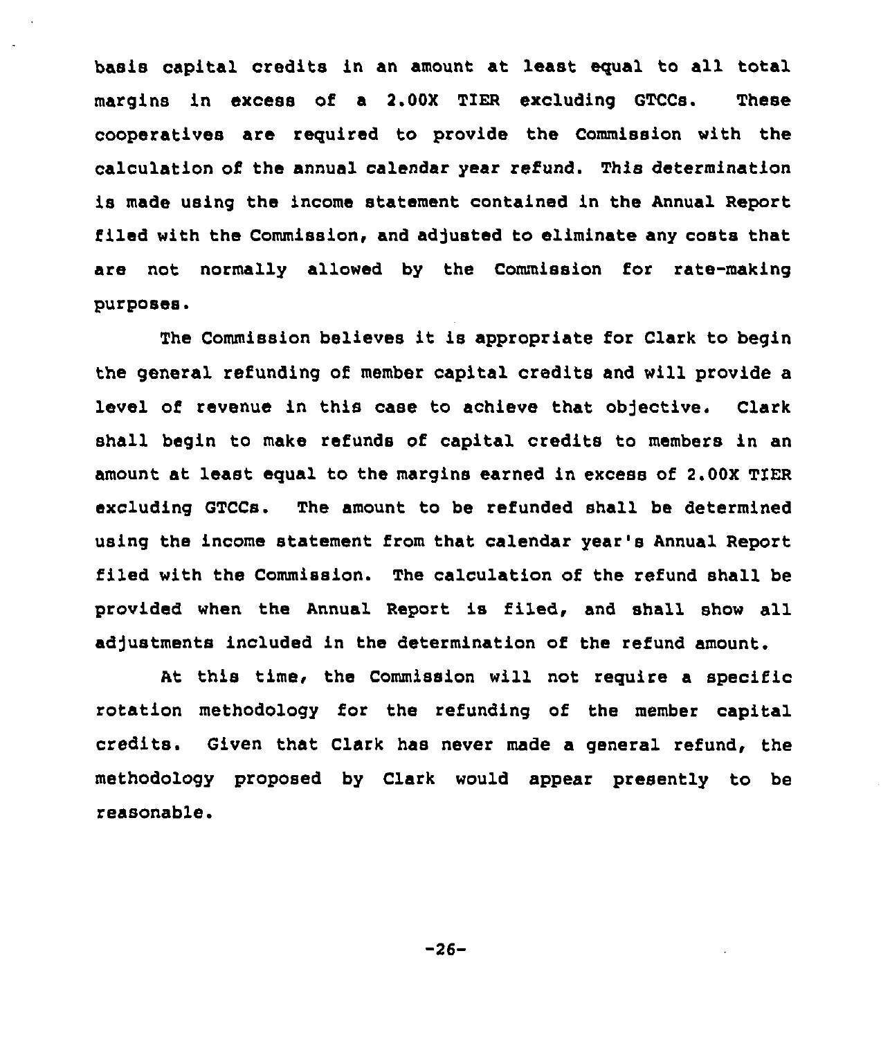basis capital credits in an amount at least equal to all total margins in excess of a 2.00X TIER excluding GTCCs. These cooperatives are required to provide the Commission with the calculation of the annual calendar year refund. This determination is made using the income statement contained in the Annual Report filed with the Commission, and adjusted to eliminate any costs that are not normally allowed by the Commission for rate-making purposes.

The Commission believes it is appropriate for Clark to begin the general refunding of member capital credits and will provide a level of revenue in this case to achieve that objective. Clark shall begin to make refunds of capital credits to members in an amount at least equal to the margins earned in excess of 2.00X TIER excluding GTCCs. The amount to be refunded shall be determined using the income statement from that calendar year's Annual Report filed with the Commission. The calculation of the refund shall be provided when the Annual Report is filed, and shall show all adjustments included in the determination of the refund amount.

At this time, the Commission will not require a specific rotation methodology for the refunding of the member capital credits. Given that Clark has never made a general refund, the methodology proposed by Clark would appear presently to be reasonable.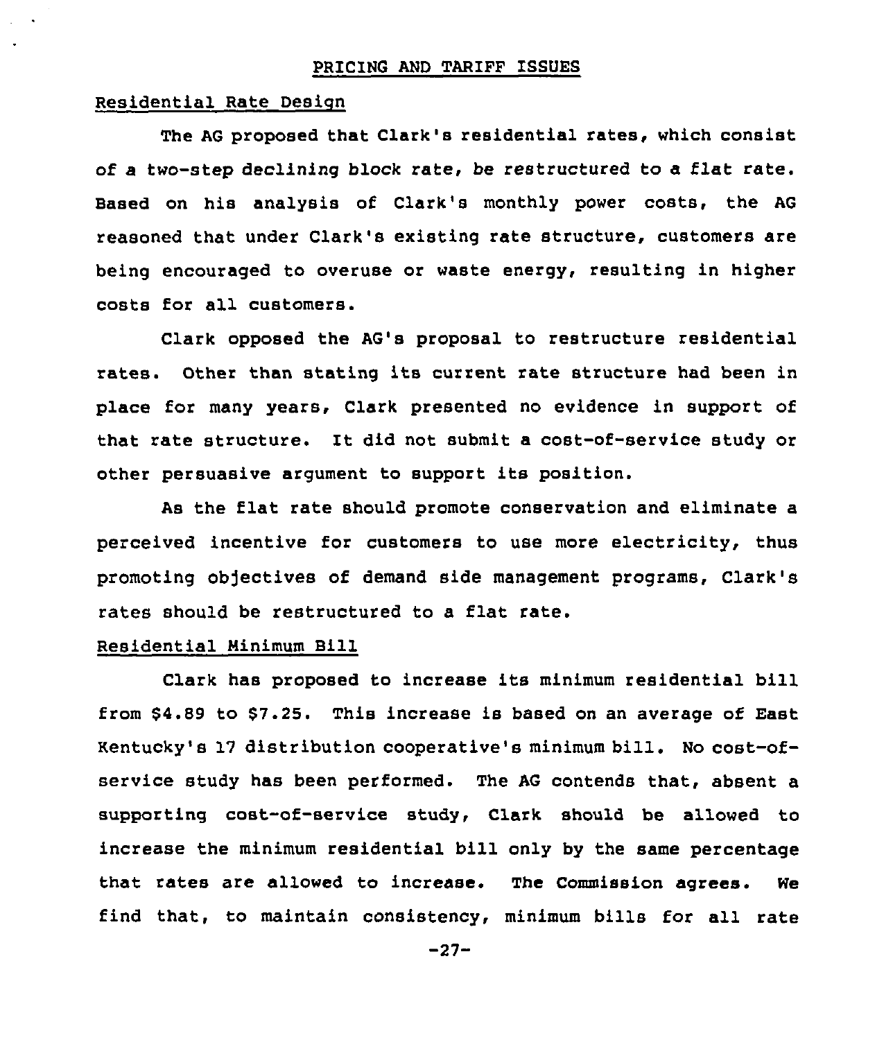## PRICING AND TARIFF ISSUES

### Residential Rate Design

The AG proposed that Clark's residential rates, which consist of a two-step declining block rate, be restructured to a flat rate. Based on his analysis of Clark's monthly power costs, the AG reasoned that under Clark's existing rate structure, customers are being encouraged to overuse or waste energy, resulting in higher costs for all customers.

Clark opposed the AG's proposal to restructure residential rates. Other than stating its current rate structure had been in place for many years, Clark presented no evidence in support of that rate structure. It did not submit a cost-of-service study or other persuasive argument to support its position.

As the flat rate should promote conservation and eliminate a perceived incentive for customers to use more electricity, thus promoting objectives of demand side management programs, Clark's rates should be restructured to a flat rate.

### Residential Minimum Bill

Clark has proposed to increase its minimum residential bill from $4.89 to $7.25. This increase is based on an average of East Kentucky's 17 distribution cooperative's minimum bill. No cost-of-service study has been performed. The AG contends that, absent a supporting cost-of-service study, Clark should be allowed to increase the minimum residential bill only by the same percentage that rates are allowed to increase. The Commission agrees. We find that, to maintain consistency, minimum bills for all rate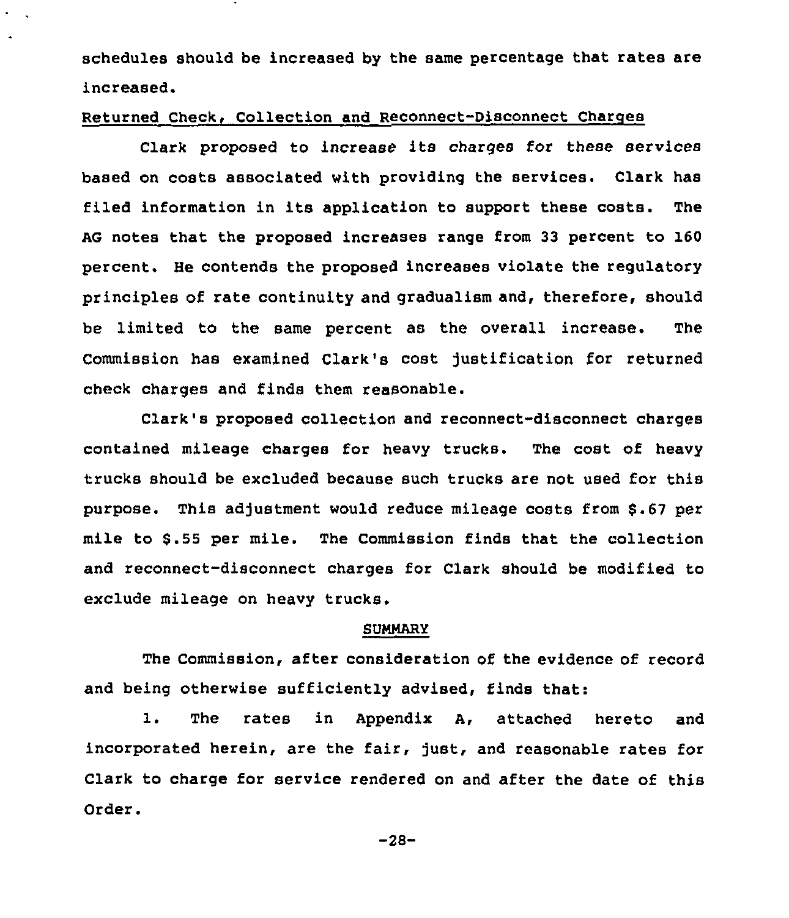schedules should be increased by the same percentage that rates are increased.

## Returned Check, Collection and Reconnect-Disconnect Charges

Clark proposed to increase its charges for these services based on costs associated with providing the services. Clark has filed information in its application to support these costs. The AG notes that the proposed increases range from 33 percent to 160 percent. He contends the proposed increases violate the regulatory principles of rate continuity and gradualism and, therefore, should be limited to the same percent as the overall increase. The Commission has examined Clark's cost justification for returned check charges and finds them reasonable.

Clark's proposed collection and reconnect-disconnect charges contained mileage charges for heavy trucks. The cost of heavy trucks should be excluded because such trucks are not used for this purpose. This adjustment would reduce mileage costs from $.67 per mile to $.55 per mile. The Commission finds that the collection and reconnect-disconnect charges for Clark should be modified to exclude mileage on heavy trucks.

## SUMMARY

The Commission, after consideration of the evidence of record and being otherwise sufficiently advised, finds that:

1. The rates in Appendix A, attached hereto and incorporated herein, are the fair, just, and reasonable rates for Clark to charge for service rendered on and after the date of this Order.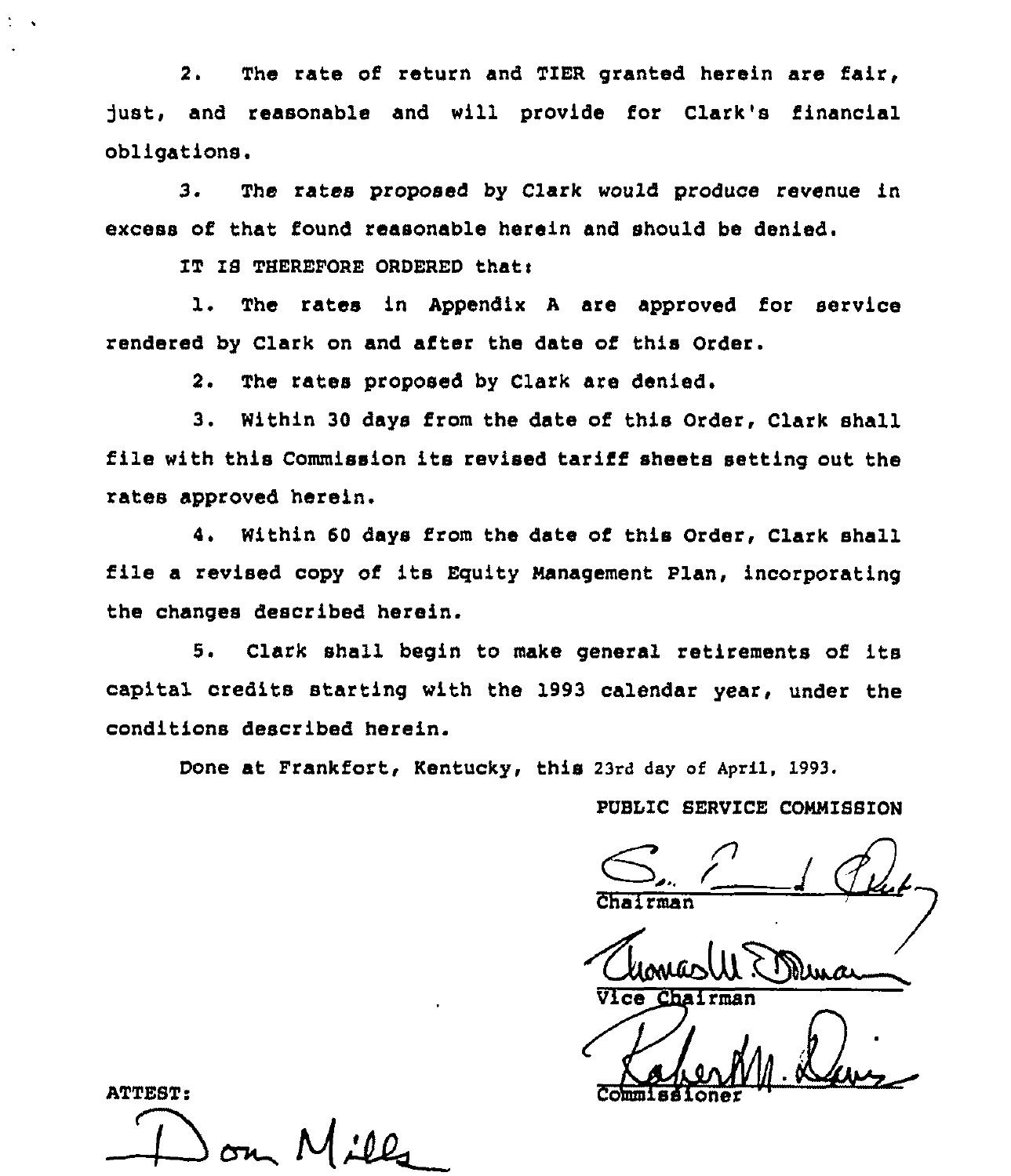2. The rate of return and TIER granted herein are fair, just, and reasonable and will provide for Clark's financial obligations.

3. The rates proposed by Clark would produce revenue in excess of that found reasonable herein and should be denied.

IT IS THEREFORE ORDERED that:

1. The rates in Appendix A are approved for service rendered by Clark on and after the date of this Order.

2. The rates proposed by Clark are denied.

3. Within 30 days from the date of this Order, Clark shall file with this Commission its revised tariff sheets setting out the rates approved herein.

4. Within 60 days from the date of this Order, Clark shall file a revised copy of its Equity Management Plan, incorporating the changes described herein.

5. Clark shall begin to make general retirements of its capital credits starting with the 1993 calendar year, under the conditions described herein.

Done at Frankfort, Kentucky, this 23rd day of April, 1993.

PUBLIC SERVICE COMMISSION

Chairman

Vice Chairman

Commissioner

ATTEST:

Don Mills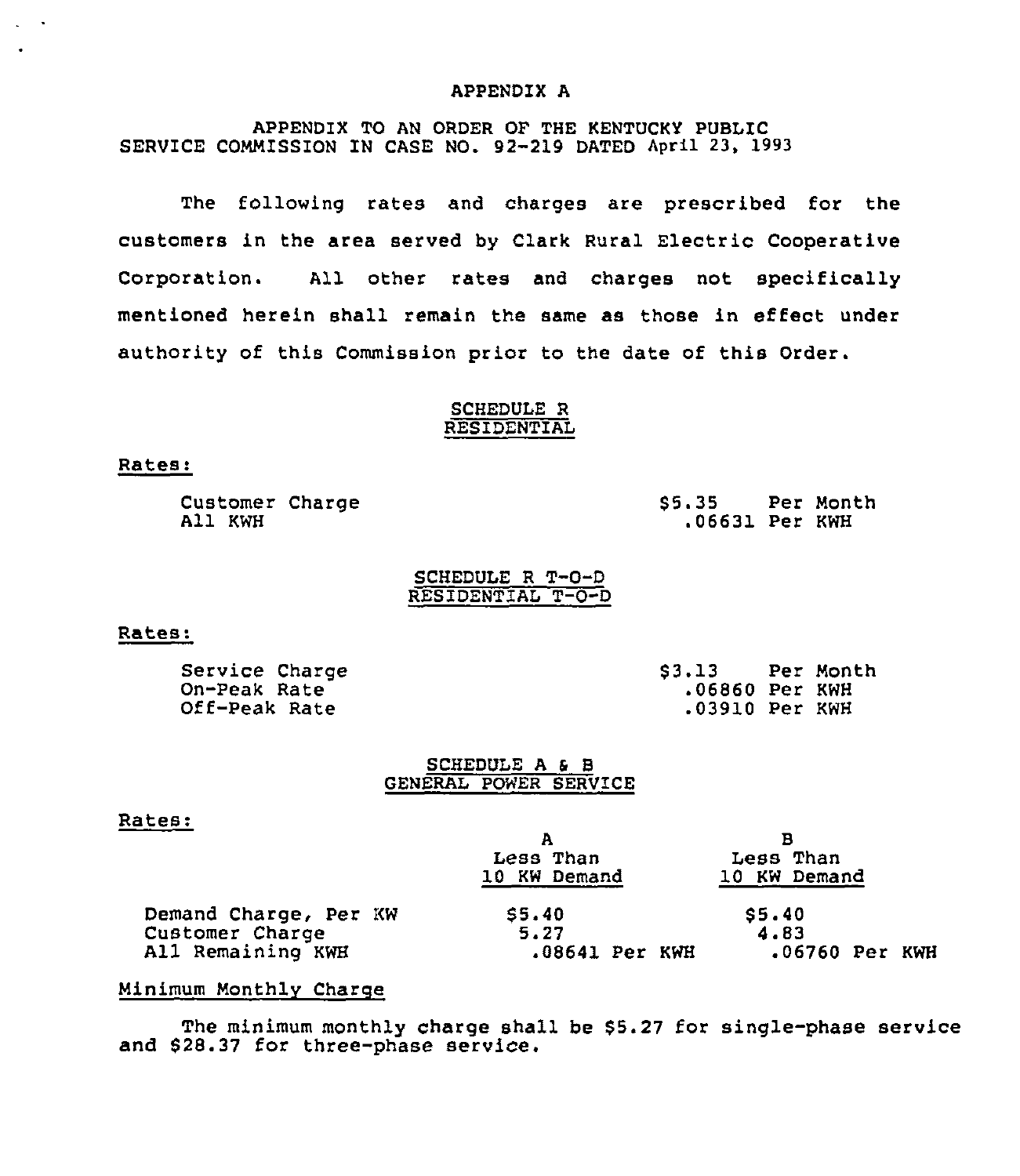# APPENDIX A

APPENDIX TO AN ORDER OF THE KENTUCKY PUBLIC SERVICE COMMISSION IN CASE NO. 92-219 DATED April 23, 1993

The following rates and charges are prescribed for the customers in the area served by Clark Rural Electric Cooperative Corporation. All other rates and charges not specifically mentioned herein shall remain the same as those in effect under authority of this Commission prior to the date of this Order.

## SCHEDULE R
## RESIDENTIAL

Rates:

| | |
|---|---|
| Customer Charge | $5.35 Per Month |
| All KWH | .06631 Per KWH |

## SCHEDULE R T-O-D
## RESIDENTIAL T-O-D

Rates:

| | |
|---|---|
| Service Charge | $3.13 Per Month |
| On-Peak Rate | .06860 Per KWH |
| Off-Peak Rate | .03910 Per KWH |

## SCHEDULE A & B
## GENERAL POWER SERVICE

Rates:

| | A<br>Less Than<br>10 KW Demand | B<br>Less Than<br>10 KW Demand |
|---|---|---|
| Demand Charge, Per KW | $5.40 | $5.40 |
| Customer Charge | 5.27 | 4.83 |
| All Remaining KWH | .08641 Per KWH | .06760 Per KWH |

Minimum Monthly Charge

The minimum monthly charge shall be $5.27 for single-phase service and $28.37 for three-phase service.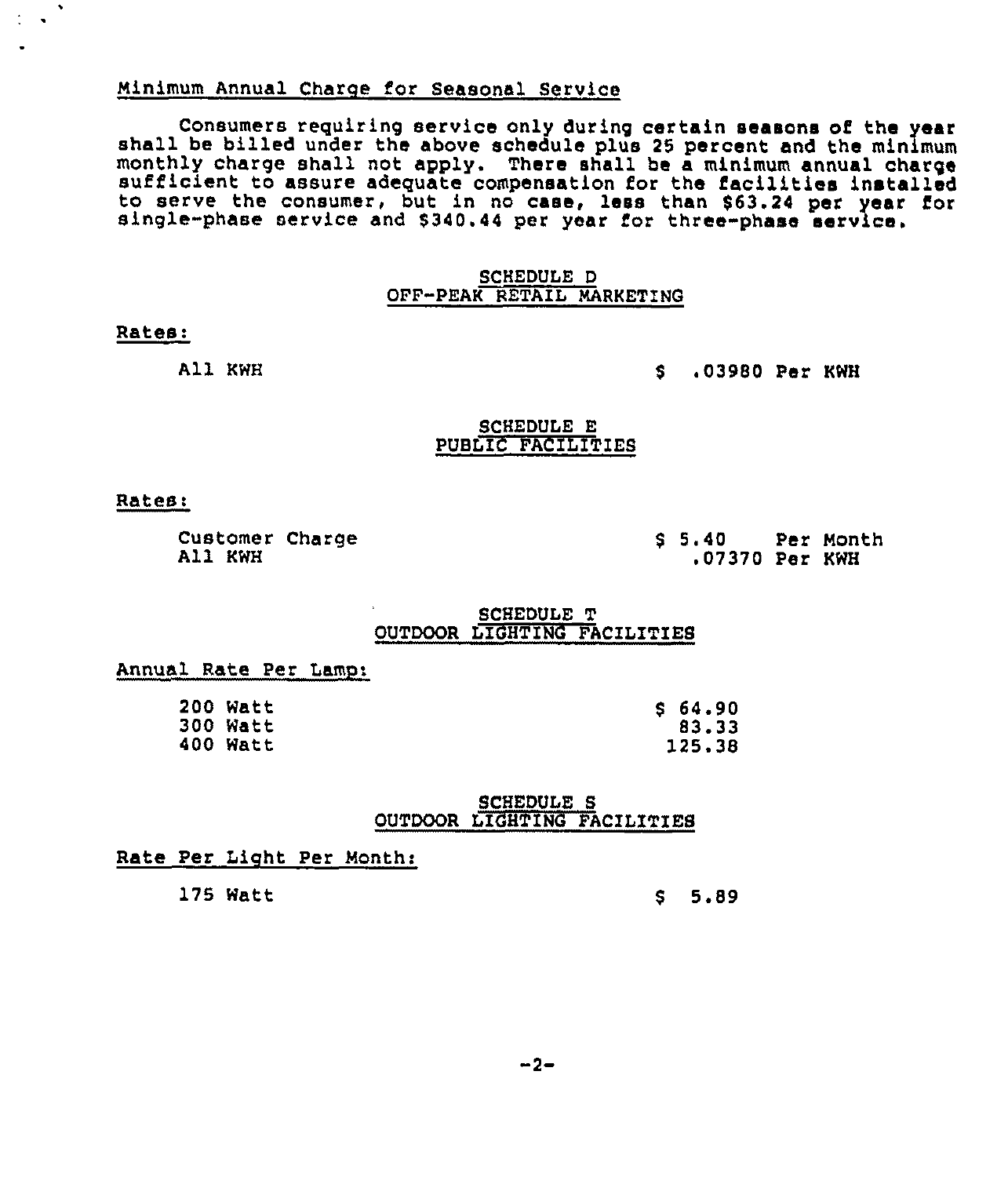Minimum Annual Charge for Seasonal Service

Consumers requiring service only during certain seasons of the year shall be billed under the above schedule plus 25 percent and the minimum monthly charge shall not apply. There shall be a minimum annual charge sufficient to assure adequate compensation for the facilities installed to serve the consumer, but in no case, less than $63.24 per year for single-phase service and $340.44 per year for three-phase service.

## SCHEDULE D
## OFF-PEAK RETAIL MARKETING

Rates:

| | |
|---|---|
| All KWH | $ .03980 Per KWH |

## SCHEDULE E
## PUBLIC FACILITIES

Rates:

| | |
|---|---|
| Customer Charge | $ 5.40 Per Month |
| All KWH | .07370 Per KWH |

## SCHEDULE T
## OUTDOOR LIGHTING FACILITIES

Annual Rate Per Lamp:

| | |
|---|---|
| 200 Watt | $ 64.90 |
| 300 Watt | 83.33 |
| 400 Watt | 125.38 |

## SCHEDULE S
## OUTDOOR LIGHTING FACILITIES

Rate Per Light Per Month:

| | |
|---|---|
| 175 Watt | $ 5.89 |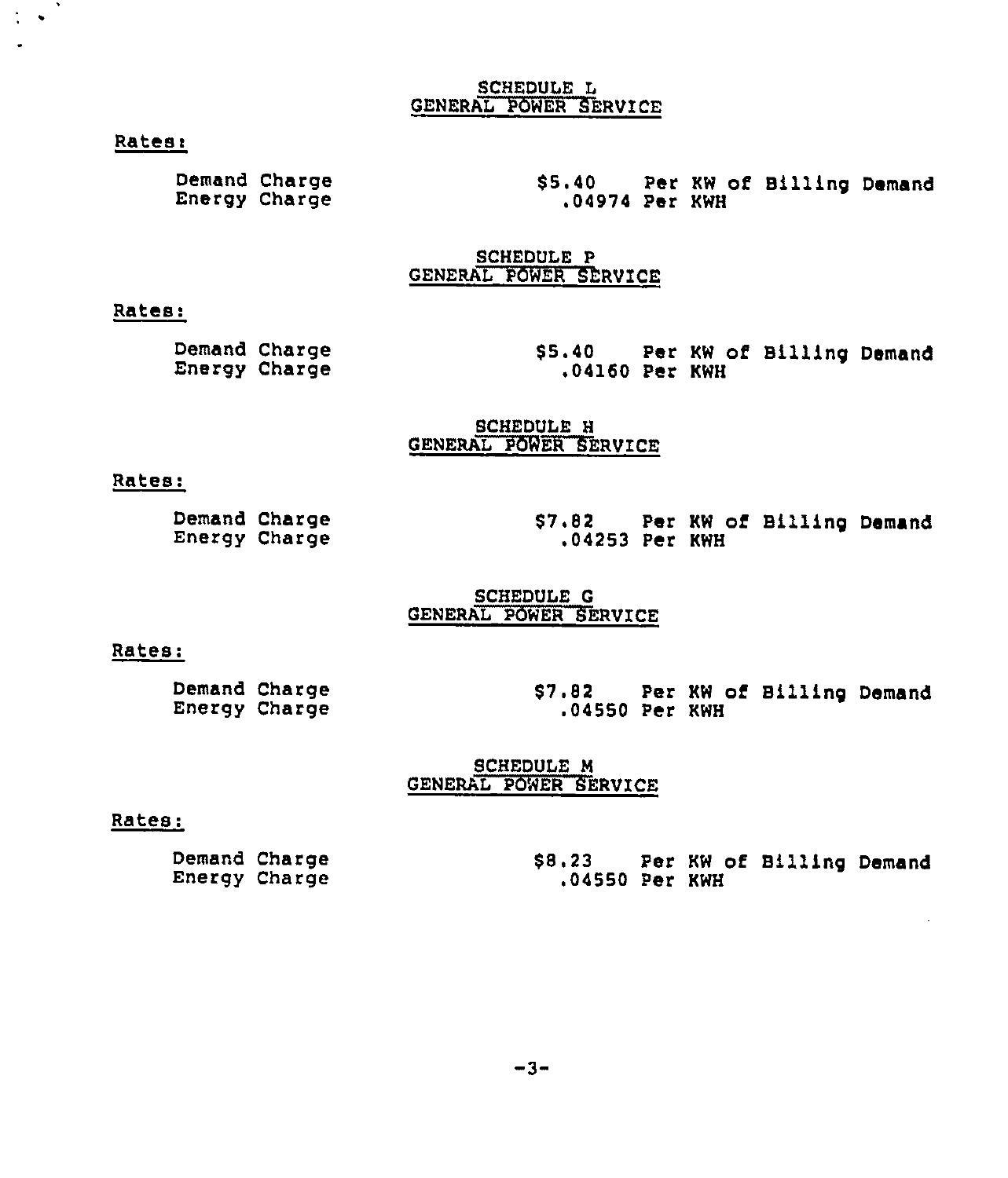## SCHEDULE L
## GENERAL POWER SERVICE

Rates:

| | |
|---|---|
| Demand Charge | $5.40 Per KW of Billing Demand |
| Energy Charge | .04974 Per KWH |

## SCHEDULE P
## GENERAL POWER SERVICE

Rates:

| | |
|---|---|
| Demand Charge | $5.40 Per KW of Billing Demand |
| Energy Charge | .04160 Per KWH |

## SCHEDULE H
## GENERAL POWER SERVICE

Rates:

| | |
|---|---|
| Demand Charge | $7.82 Per KW of Billing Demand |
| Energy Charge | .04253 Per KWH |

## SCHEDULE G
## GENERAL POWER SERVICE

Rates:

| | |
|---|---|
| Demand Charge | $7.82 Per KW of Billing Demand |
| Energy Charge | .04550 Per KWH |

## SCHEDULE M
## GENERAL POWER SERVICE

Rates:

| | |
|---|---|
| Demand Charge | $8.23 Per KW of Billing Demand |
| Energy Charge | .04550 Per KWH |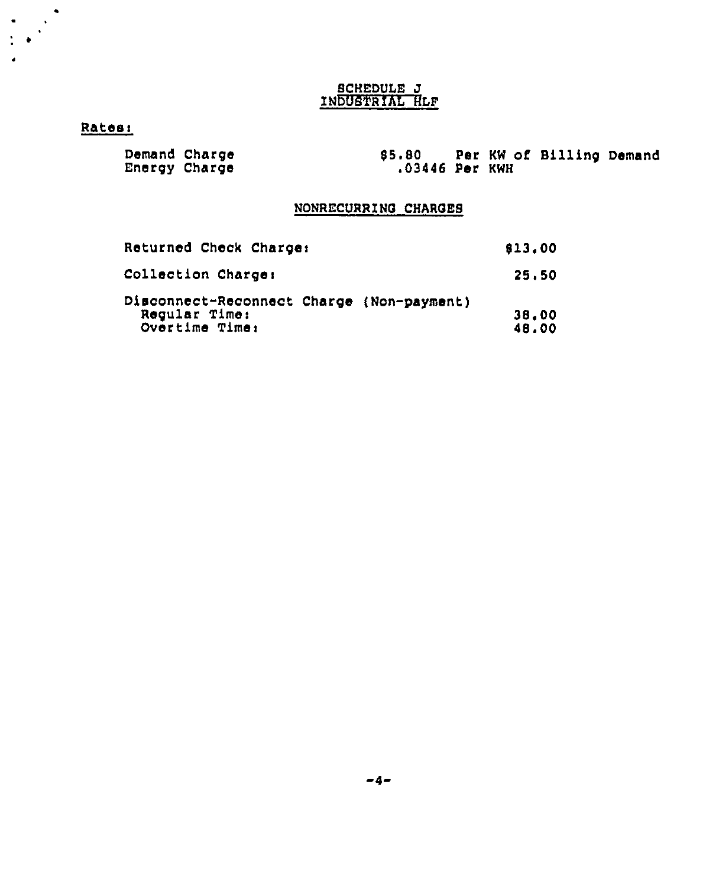# SCHEDULE J
## INDUSTRIAL HLF

**Rates:**

| | | |
|---|---|---|
| Demand Charge | $5.80 | Per KW of Billing Demand |
| Energy Charge | .03446 | Per KWH |

## NONRECURRING CHARGES

| | |
|---|---|
| Returned Check Charge: | $13.00 |
| Collection Charge: | 25.50 |
| Disconnect-Reconnect Charge (Non-payment) | |
| Regular Time: | 38.00 |
| Overtime Time: | 48.00 |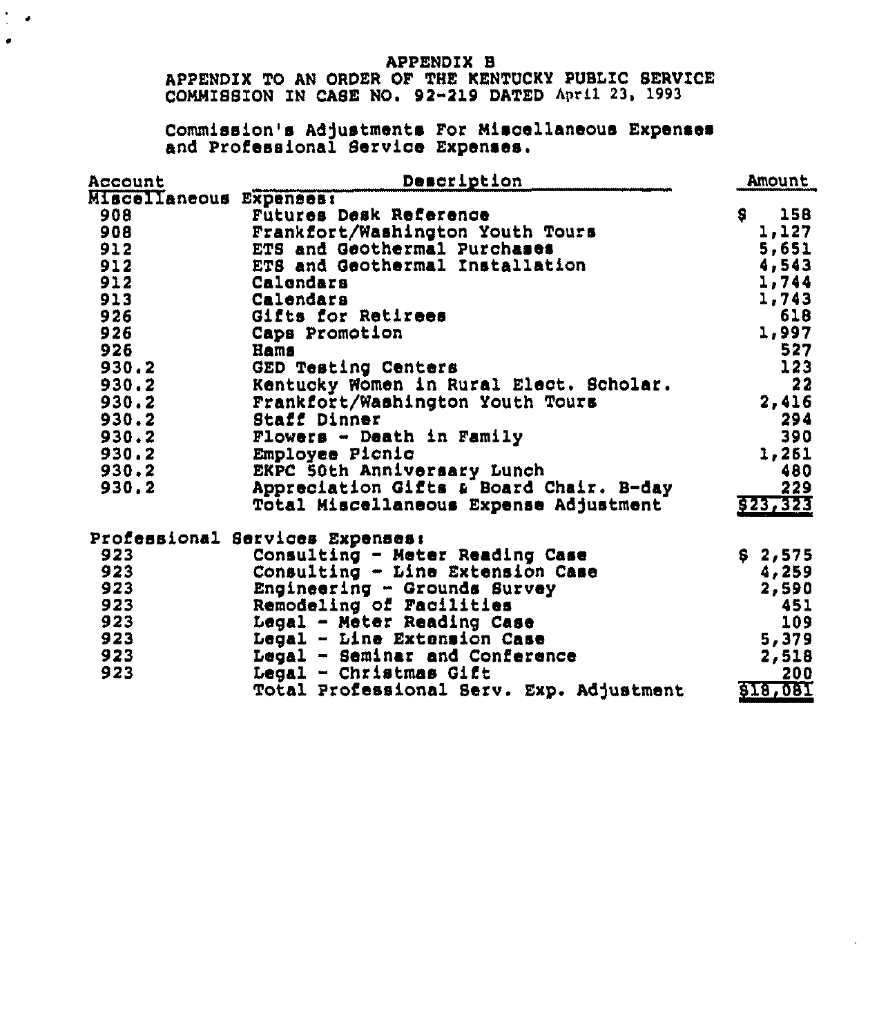APPENDIX B

APPENDIX TO AN ORDER OF THE KENTUCKY PUBLIC SERVICE COMMISSION IN CASE NO. 92-219 DATED April 23, 1993

Commission's Adjustments For Miscellaneous Expenses and Professional Service Expenses.

| Account | Description | Amount |
|---|---|---|
| Miscellaneous Expenses: | | |
| 908 | Futures Desk Reference | $ 158 |
| 908 | Frankfort/Washington Youth Tours | 1,127 |
| 912 | ETS and Geothermal Purchases | 5,651 |
| 912 | ETS and Geothermal Installation | 4,543 |
| 912 | Calendars | 1,744 |
| 913 | Calendars | 1,743 |
| 926 | Gifts for Retirees | 618 |
| 926 | Caps Promotion | 1,997 |
| 926 | Hams | 527 |
| 930.2 | GED Testing Centers | 123 |
| 930.2 | Kentucky Women in Rural Elect. Scholar. | 22 |
| 930.2 | Frankfort/Washington Youth Tours | 2,416 |
| 930.2 | Staff Dinner | 294 |
| 930.2 | Flowers - Death in Family | 390 |
| 930.2 | Employee Picnic | 1,261 |
| 930.2 | EKPC 50th Anniversary Lunch | 480 |
| 930.2 | Appreciation Gifts & Board Chair. B-day | 229 |
| | Total Miscellaneous Expense Adjustment | $23,323 |
| Professional Services Expenses: | | |
| 923 | Consulting - Meter Reading Case | $ 2,575 |
| 923 | Consulting - Line Extension Case | 4,259 |
| 923 | Engineering - Grounds Survey | 2,590 |
| 923 | Remodeling of Facilities | 451 |
| 923 | Legal - Meter Reading Case | 109 |
| 923 | Legal - Line Extension Case | 5,379 |
| 923 | Legal - Seminar and Conference | 2,518 |
| 923 | Legal - Christmas Gift | 200 |
| | Total Professional Serv. Exp. Adjustment | $18,081 |